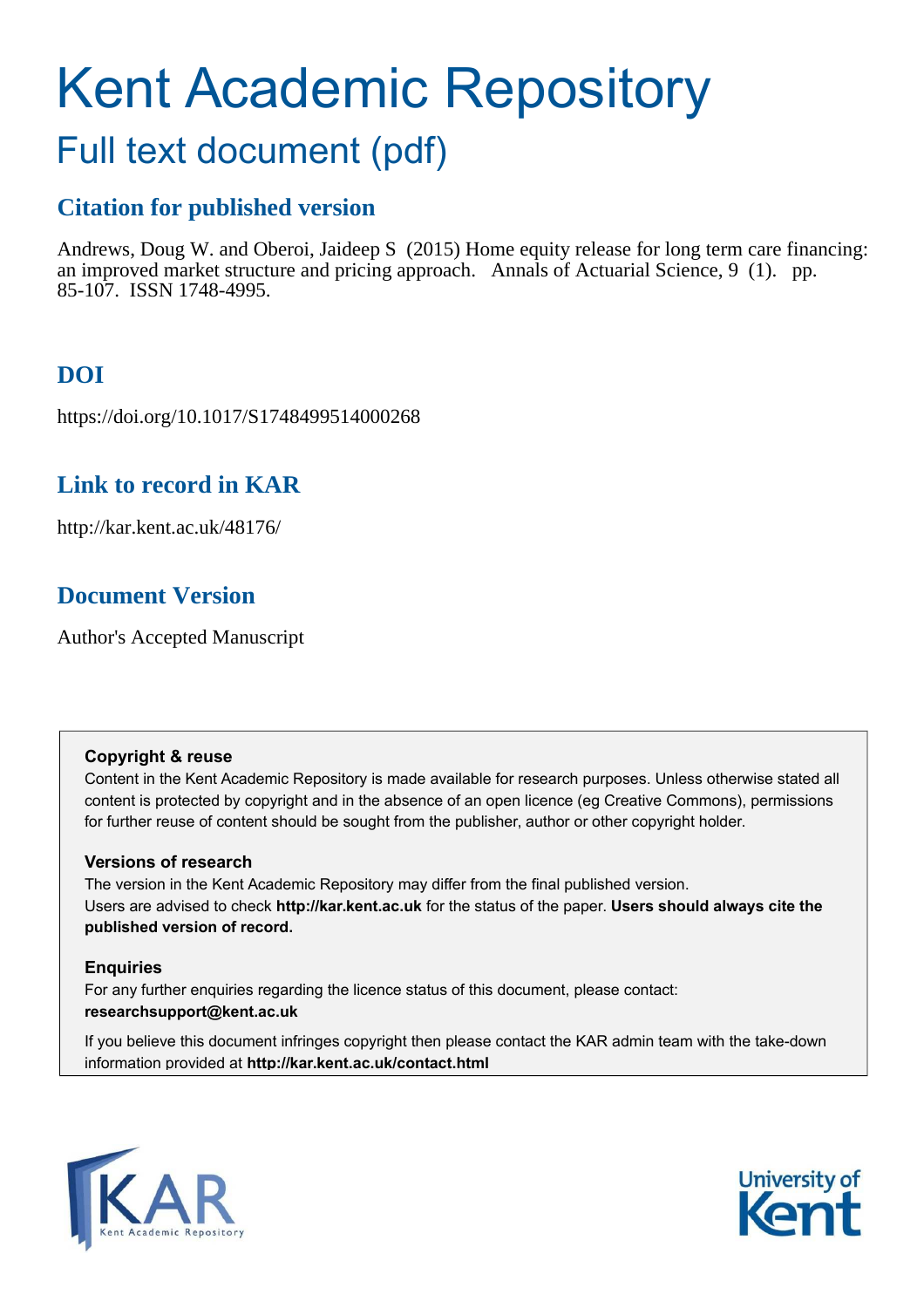# Kent Academic Repository

## Full text document (pdf)

### Citation for published version

Andrews, Doug W. and Oberoi, Jaideep S (2015) Home equity release for long term care financing: an improved market structure and pricing approach. Annals of Actuarial Science, 9 (1). pp. 85-107. ISSN 1748-4995.

### DOI

https://doi.org/10.1017/S1748499514000268

### Link to record in KAR

http://kar.kent.ac.uk/48176/

### Document Version

Author's Accepted Manuscript

**Copyright & reuse**

Content in the Kent Academic Repository is made available for research purposes. Unless otherwise stated all content is protected by copyright and in the absence of an open licence (eg Creative Commons), permissions for further reuse of content should be sought from the publisher, author or other copyright holder.

**Versions of research**

The version in the Kent Academic Repository may differ from the final published version. Users are advised to check **http://kar.kent.ac.uk** for the status of the paper. **Users should always cite the published version of record.**

**Enquiries**

For any further enquiries regarding the licence status of this document, please contact: **researchsupport@kent.ac.uk**

If you believe this document infringes copyright then please contact the KAR admin team with the take-down information provided at **http://kar.kent.ac.uk/contact.html**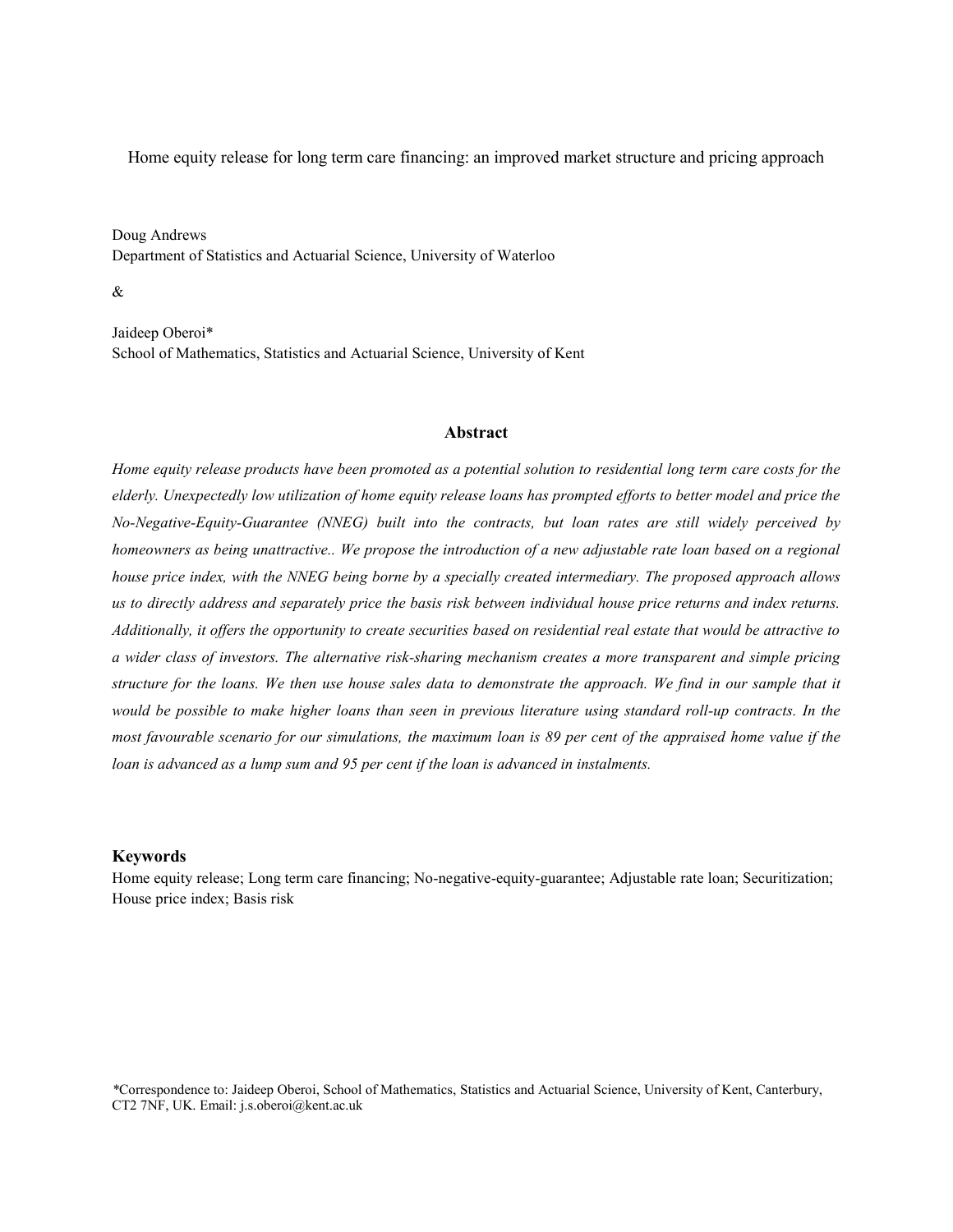# Home equity release for long term care financing: an improved market structure and pricing approach

Doug Andrews
Department of Statistics and Actuarial Science, University of Waterloo

&

Jaideep Oberoi*
School of Mathematics, Statistics and Actuarial Science, University of Kent

## Abstract

*Home equity release products have been promoted as a potential solution to residential long term care costs for the elderly. Unexpectedly low utilization of home equity release loans has prompted efforts to better model and price the No-Negative-Equity-Guarantee (NNEG) built into the contracts, but loan rates are still widely perceived by homeowners as being unattractive.. We propose the introduction of a new adjustable rate loan based on a regional house price index, with the NNEG being borne by a specially created intermediary. The proposed approach allows us to directly address and separately price the basis risk between individual house price returns and index returns. Additionally, it offers the opportunity to create securities based on residential real estate that would be attractive to a wider class of investors. The alternative risk-sharing mechanism creates a more transparent and simple pricing structure for the loans. We then use house sales data to demonstrate the approach. We find in our sample that it would be possible to make higher loans than seen in previous literature using standard roll-up contracts. In the most favourable scenario for our simulations, the maximum loan is 89 per cent of the appraised home value if the loan is advanced as a lump sum and 95 per cent if the loan is advanced in instalments.*

### Keywords

Home equity release; Long term care financing; No-negative-equity-guarantee; Adjustable rate loan; Securitization; House price index; Basis risk

*Correspondence to: Jaideep Oberoi, School of Mathematics, Statistics and Actuarial Science, University of Kent, Canterbury, CT2 7NF, UK. Email: j.s.oberoi@kent.ac.uk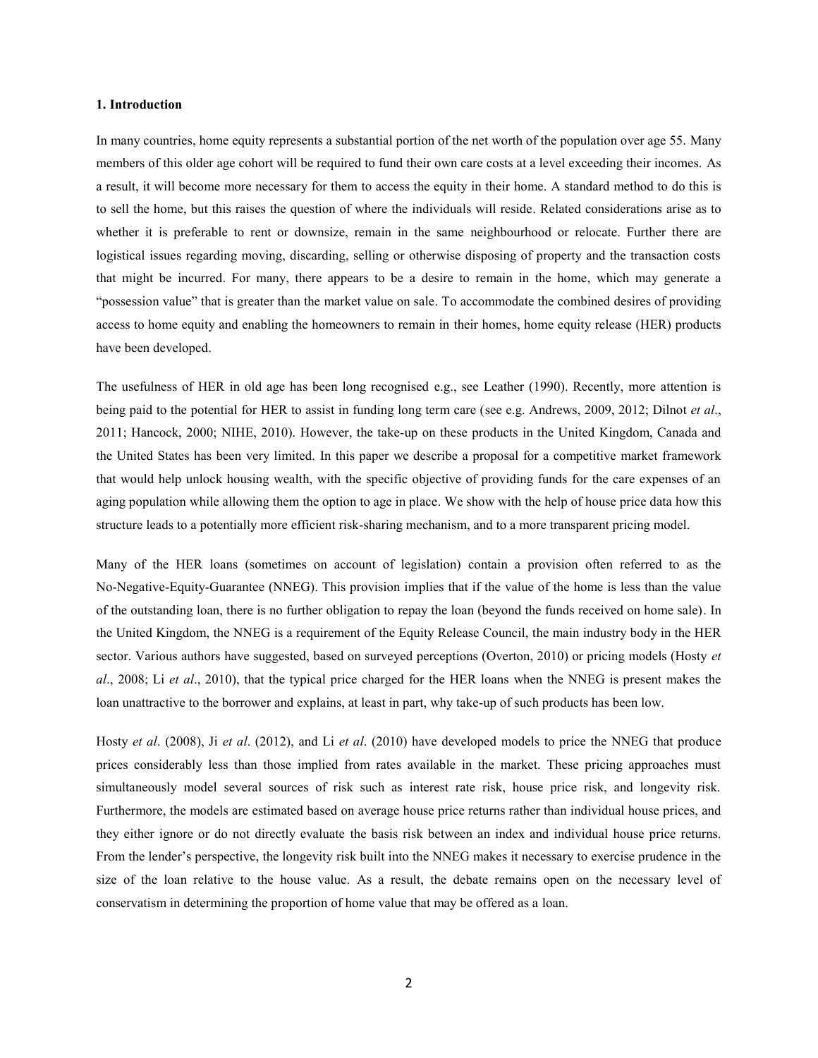**1. Introduction**

In many countries, home equity represents a substantial portion of the net worth of the population over age 55. Many members of this older age cohort will be required to fund their own care costs at a level exceeding their incomes. As a result, it will become more necessary for them to access the equity in their home. A standard method to do this is to sell the home, but this raises the question of where the individuals will reside. Related considerations arise as to whether it is preferable to rent or downsize, remain in the same neighbourhood or relocate. Further there are logistical issues regarding moving, discarding, selling or otherwise disposing of property and the transaction costs that might be incurred. For many, there appears to be a desire to remain in the home, which may generate a "possession value" that is greater than the market value on sale. To accommodate the combined desires of providing access to home equity and enabling the homeowners to remain in their homes, home equity release (HER) products have been developed.

The usefulness of HER in old age has been long recognised e.g., see Leather (1990). Recently, more attention is being paid to the potential for HER to assist in funding long term care (see e.g. Andrews, 2009, 2012; Dilnot *et al*., 2011; Hancock, 2000; NIHE, 2010). However, the take-up on these products in the United Kingdom, Canada and the United States has been very limited. In this paper we describe a proposal for a competitive market framework that would help unlock housing wealth, with the specific objective of providing funds for the care expenses of an aging population while allowing them the option to age in place. We show with the help of house price data how this structure leads to a potentially more efficient risk-sharing mechanism, and to a more transparent pricing model.

Many of the HER loans (sometimes on account of legislation) contain a provision often referred to as the No-Negative-Equity-Guarantee (NNEG). This provision implies that if the value of the home is less than the value of the outstanding loan, there is no further obligation to repay the loan (beyond the funds received on home sale). In the United Kingdom, the NNEG is a requirement of the Equity Release Council, the main industry body in the HER sector. Various authors have suggested, based on surveyed perceptions (Overton, 2010) or pricing models (Hosty *et al*., 2008; Li *et al*., 2010), that the typical price charged for the HER loans when the NNEG is present makes the loan unattractive to the borrower and explains, at least in part, why take-up of such products has been low.

Hosty *et al*. (2008), Ji *et al*. (2012), and Li *et al*. (2010) have developed models to price the NNEG that produce prices considerably less than those implied from rates available in the market. These pricing approaches must simultaneously model several sources of risk such as interest rate risk, house price risk, and longevity risk. Furthermore, the models are estimated based on average house price returns rather than individual house prices, and they either ignore or do not directly evaluate the basis risk between an index and individual house price returns. From the lender's perspective, the longevity risk built into the NNEG makes it necessary to exercise prudence in the size of the loan relative to the house value. As a result, the debate remains open on the necessary level of conservatism in determining the proportion of home value that may be offered as a loan.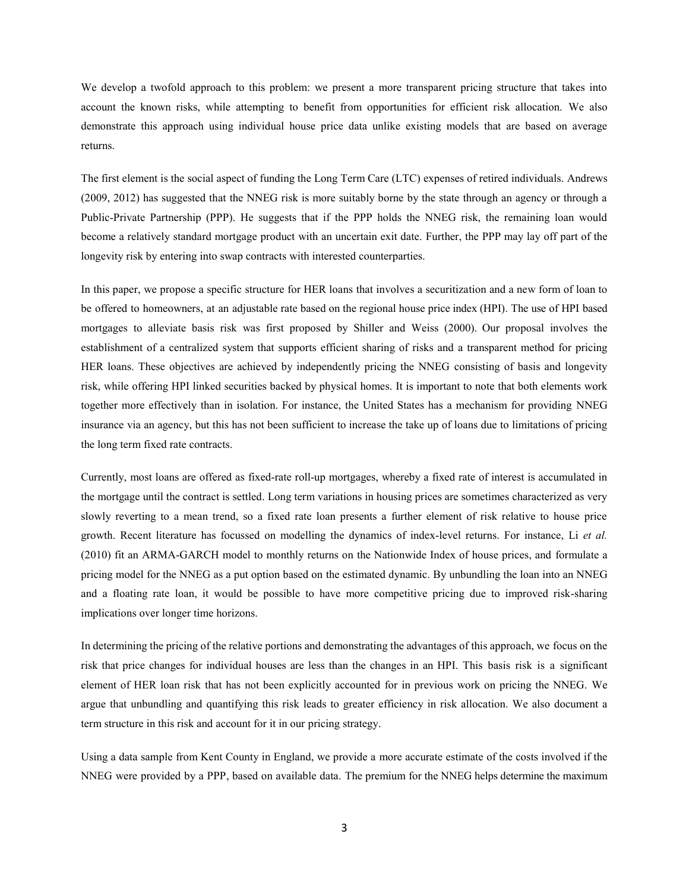We develop a twofold approach to this problem: we present a more transparent pricing structure that takes into account the known risks, while attempting to benefit from opportunities for efficient risk allocation. We also demonstrate this approach using individual house price data unlike existing models that are based on average returns.

The first element is the social aspect of funding the Long Term Care (LTC) expenses of retired individuals. Andrews (2009, 2012) has suggested that the NNEG risk is more suitably borne by the state through an agency or through a Public-Private Partnership (PPP). He suggests that if the PPP holds the NNEG risk, the remaining loan would become a relatively standard mortgage product with an uncertain exit date. Further, the PPP may lay off part of the longevity risk by entering into swap contracts with interested counterparties.

In this paper, we propose a specific structure for HER loans that involves a securitization and a new form of loan to be offered to homeowners, at an adjustable rate based on the regional house price index (HPI). The use of HPI based mortgages to alleviate basis risk was first proposed by Shiller and Weiss (2000). Our proposal involves the establishment of a centralized system that supports efficient sharing of risks and a transparent method for pricing HER loans. These objectives are achieved by independently pricing the NNEG consisting of basis and longevity risk, while offering HPI linked securities backed by physical homes. It is important to note that both elements work together more effectively than in isolation. For instance, the United States has a mechanism for providing NNEG insurance via an agency, but this has not been sufficient to increase the take up of loans due to limitations of pricing the long term fixed rate contracts.

Currently, most loans are offered as fixed-rate roll-up mortgages, whereby a fixed rate of interest is accumulated in the mortgage until the contract is settled. Long term variations in housing prices are sometimes characterized as very slowly reverting to a mean trend, so a fixed rate loan presents a further element of risk relative to house price growth. Recent literature has focussed on modelling the dynamics of index-level returns. For instance, Li *et al.* (2010) fit an ARMA-GARCH model to monthly returns on the Nationwide Index of house prices, and formulate a pricing model for the NNEG as a put option based on the estimated dynamic. By unbundling the loan into an NNEG and a floating rate loan, it would be possible to have more competitive pricing due to improved risk-sharing implications over longer time horizons.

In determining the pricing of the relative portions and demonstrating the advantages of this approach, we focus on the risk that price changes for individual houses are less than the changes in an HPI. This basis risk is a significant element of HER loan risk that has not been explicitly accounted for in previous work on pricing the NNEG. We argue that unbundling and quantifying this risk leads to greater efficiency in risk allocation. We also document a term structure in this risk and account for it in our pricing strategy.

Using a data sample from Kent County in England, we provide a more accurate estimate of the costs involved if the NNEG were provided by a PPP, based on available data. The premium for the NNEG helps determine the maximum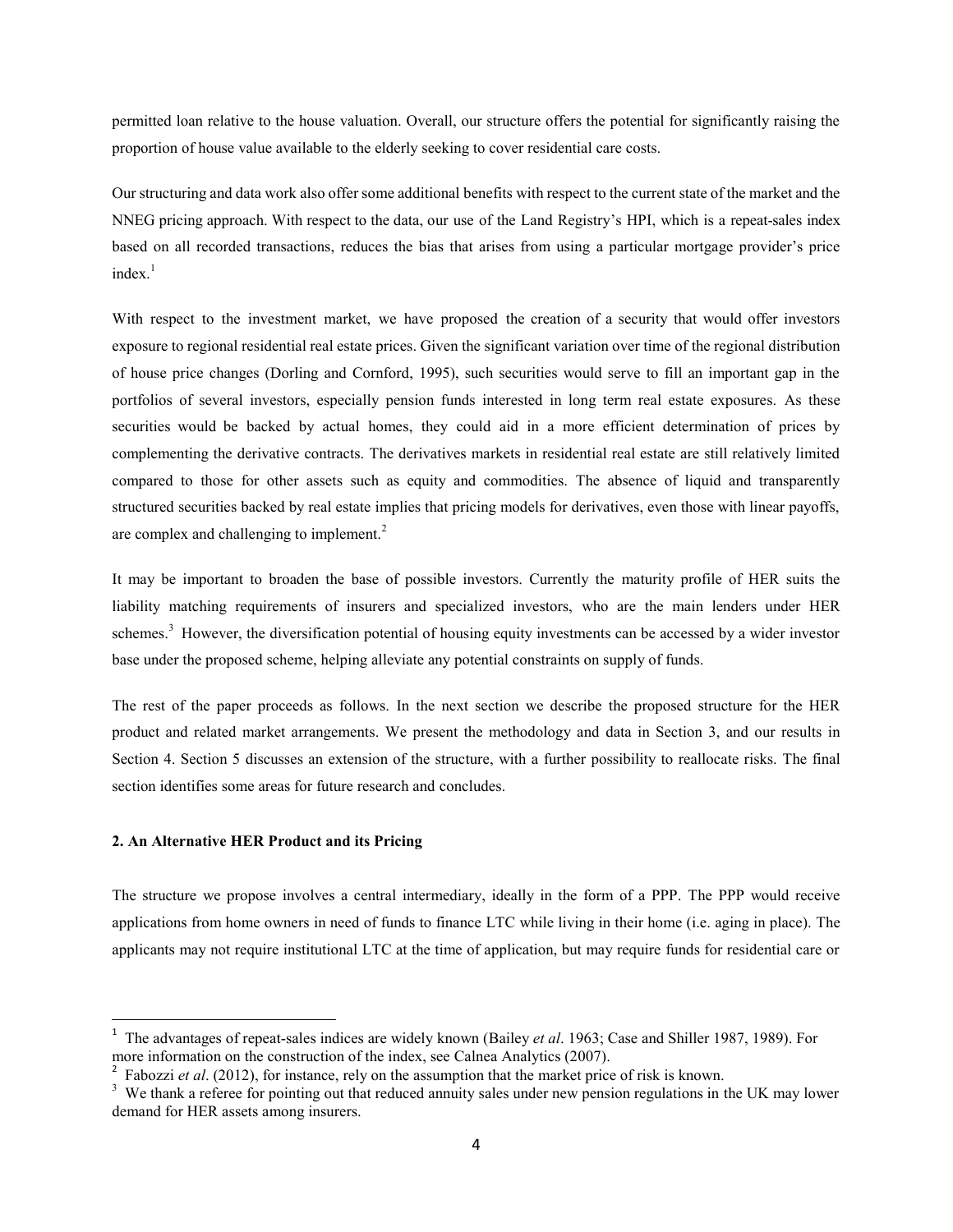permitted loan relative to the house valuation. Overall, our structure offers the potential for significantly raising the proportion of house value available to the elderly seeking to cover residential care costs.

Our structuring and data work also offer some additional benefits with respect to the current state of the market and the NNEG pricing approach. With respect to the data, our use of the Land Registry's HPI, which is a repeat-sales index based on all recorded transactions, reduces the bias that arises from using a particular mortgage provider's price index.[1]

With respect to the investment market, we have proposed the creation of a security that would offer investors exposure to regional residential real estate prices. Given the significant variation over time of the regional distribution of house price changes (Dorling and Cornford, 1995), such securities would serve to fill an important gap in the portfolios of several investors, especially pension funds interested in long term real estate exposures. As these securities would be backed by actual homes, they could aid in a more efficient determination of prices by complementing the derivative contracts. The derivatives markets in residential real estate are still relatively limited compared to those for other assets such as equity and commodities. The absence of liquid and transparently structured securities backed by real estate implies that pricing models for derivatives, even those with linear payoffs, are complex and challenging to implement.[2]

It may be important to broaden the base of possible investors. Currently the maturity profile of HER suits the liability matching requirements of insurers and specialized investors, who are the main lenders under HER schemes.[3] However, the diversification potential of housing equity investments can be accessed by a wider investor base under the proposed scheme, helping alleviate any potential constraints on supply of funds.

The rest of the paper proceeds as follows. In the next section we describe the proposed structure for the HER product and related market arrangements. We present the methodology and data in Section 3, and our results in Section 4. Section 5 discusses an extension of the structure, with a further possibility to reallocate risks. The final section identifies some areas for future research and concludes.

## 2. An Alternative HER Product and its Pricing

The structure we propose involves a central intermediary, ideally in the form of a PPP. The PPP would receive applications from home owners in need of funds to finance LTC while living in their home (i.e. aging in place). The applicants may not require institutional LTC at the time of application, but may require funds for residential care or

---

[1] The advantages of repeat-sales indices are widely known (Bailey *et al*. 1963; Case and Shiller 1987, 1989). For more information on the construction of the index, see Calnea Analytics (2007).

[2] Fabozzi *et al*. (2012), for instance, rely on the assumption that the market price of risk is known.

[3] We thank a referee for pointing out that reduced annuity sales under new pension regulations in the UK may lower demand for HER assets among insurers.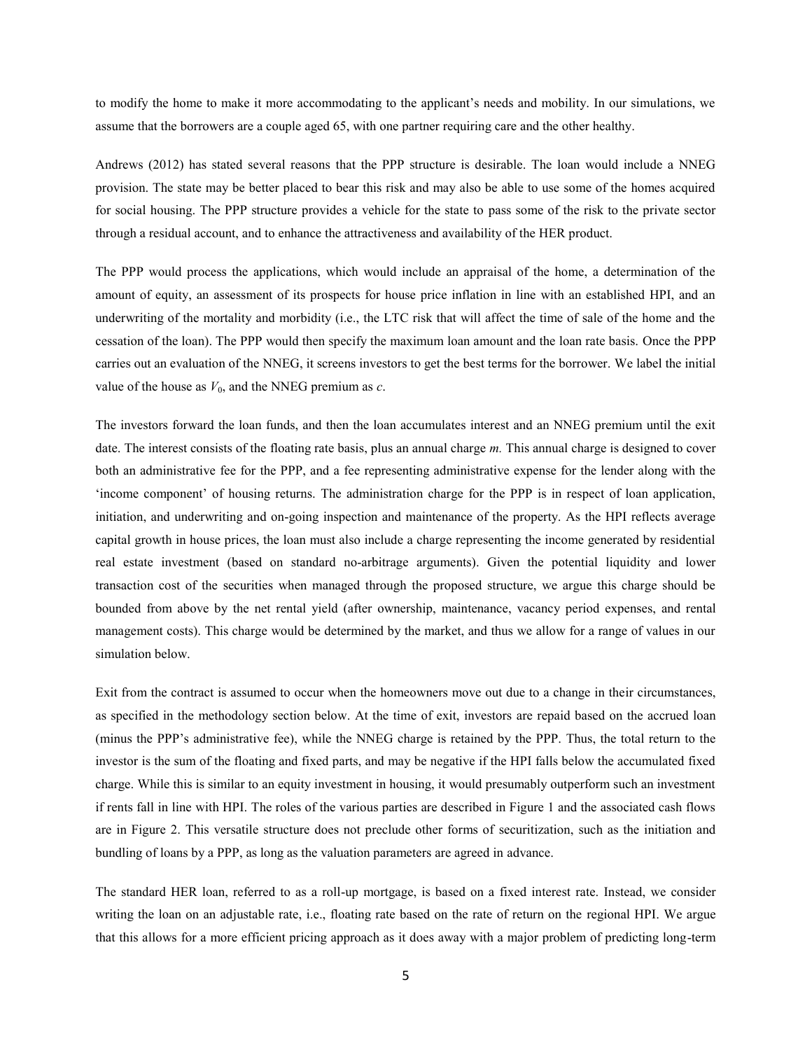to modify the home to make it more accommodating to the applicant's needs and mobility. In our simulations, we assume that the borrowers are a couple aged 65, with one partner requiring care and the other healthy.

Andrews (2012) has stated several reasons that the PPP structure is desirable. The loan would include a NNEG provision. The state may be better placed to bear this risk and may also be able to use some of the homes acquired for social housing. The PPP structure provides a vehicle for the state to pass some of the risk to the private sector through a residual account, and to enhance the attractiveness and availability of the HER product.

The PPP would process the applications, which would include an appraisal of the home, a determination of the amount of equity, an assessment of its prospects for house price inflation in line with an established HPI, and an underwriting of the mortality and morbidity (i.e., the LTC risk that will affect the time of sale of the home and the cessation of the loan). The PPP would then specify the maximum loan amount and the loan rate basis. Once the PPP carries out an evaluation of the NNEG, it screens investors to get the best terms for the borrower. We label the initial value of the house as $V_0$, and the NNEG premium as $c$.

The investors forward the loan funds, and then the loan accumulates interest and an NNEG premium until the exit date. The interest consists of the floating rate basis, plus an annual charge $m$. This annual charge is designed to cover both an administrative fee for the PPP, and a fee representing administrative expense for the lender along with the 'income component' of housing returns. The administration charge for the PPP is in respect of loan application, initiation, and underwriting and on-going inspection and maintenance of the property. As the HPI reflects average capital growth in house prices, the loan must also include a charge representing the income generated by residential real estate investment (based on standard no-arbitrage arguments). Given the potential liquidity and lower transaction cost of the securities when managed through the proposed structure, we argue this charge should be bounded from above by the net rental yield (after ownership, maintenance, vacancy period expenses, and rental management costs). This charge would be determined by the market, and thus we allow for a range of values in our simulation below.

Exit from the contract is assumed to occur when the homeowners move out due to a change in their circumstances, as specified in the methodology section below. At the time of exit, investors are repaid based on the accrued loan (minus the PPP's administrative fee), while the NNEG charge is retained by the PPP. Thus, the total return to the investor is the sum of the floating and fixed parts, and may be negative if the HPI falls below the accumulated fixed charge. While this is similar to an equity investment in housing, it would presumably outperform such an investment if rents fall in line with HPI. The roles of the various parties are described in Figure 1 and the associated cash flows are in Figure 2. This versatile structure does not preclude other forms of securitization, such as the initiation and bundling of loans by a PPP, as long as the valuation parameters are agreed in advance.

The standard HER loan, referred to as a roll-up mortgage, is based on a fixed interest rate. Instead, we consider writing the loan on an adjustable rate, i.e., floating rate based on the rate of return on the regional HPI. We argue that this allows for a more efficient pricing approach as it does away with a major problem of predicting long-term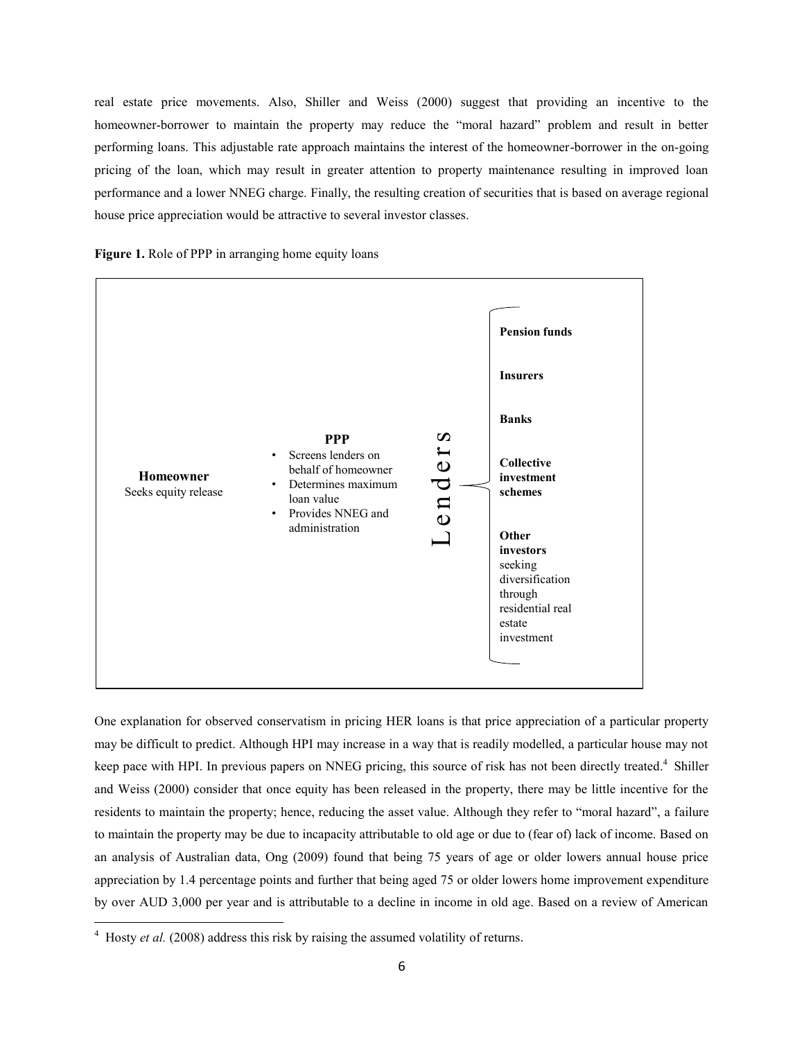real estate price movements. Also, Shiller and Weiss (2000) suggest that providing an incentive to the homeowner-borrower to maintain the property may reduce the "moral hazard" problem and result in better performing loans. This adjustable rate approach maintains the interest of the homeowner-borrower in the on-going pricing of the loan, which may result in greater attention to property maintenance resulting in improved loan performance and a lower NNEG charge. Finally, the resulting creation of securities that is based on average regional house price appreciation would be attractive to several investor classes.

**Figure 1.** Role of PPP in arranging home equity loans

**Homeowner**
Seeks equity release

**PPP**

- Screens lenders on behalf of homeowner
- Determines maximum loan value
- Provides NNEG and administration

**Lenders**

- **Pension funds**
- **Insurers**
- **Banks**
- **Collective investment schemes**
- **Other investors** seeking diversification through residential real estate investment

One explanation for observed conservatism in pricing HER loans is that price appreciation of a particular property may be difficult to predict. Although HPI may increase in a way that is readily modelled, a particular house may not keep pace with HPI. In previous papers on NNEG pricing, this source of risk has not been directly treated.[4] Shiller and Weiss (2000) consider that once equity has been released in the property, there may be little incentive for the residents to maintain the property; hence, reducing the asset value. Although they refer to "moral hazard", a failure to maintain the property may be due to incapacity attributable to old age or due to (fear of) lack of income. Based on an analysis of Australian data, Ong (2009) found that being 75 years of age or older lowers annual house price appreciation by 1.4 percentage points and further that being aged 75 or older lowers home improvement expenditure by over AUD 3,000 per year and is attributable to a decline in income in old age. Based on a review of American

[4] Hosty *et al.* (2008) address this risk by raising the assumed volatility of returns.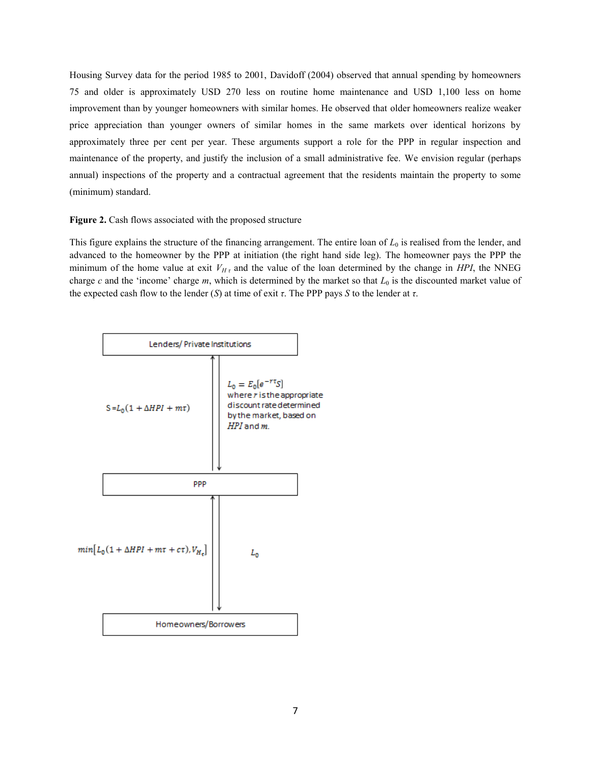Housing Survey data for the period 1985 to 2001, Davidoff (2004) observed that annual spending by homeowners 75 and older is approximately USD 270 less on routine home maintenance and USD 1,100 less on home improvement than by younger homeowners with similar homes. He observed that older homeowners realize weaker price appreciation than younger owners of similar homes in the same markets over identical horizons by approximately three per cent per year. These arguments support a role for the PPP in regular inspection and maintenance of the property, and justify the inclusion of a small administrative fee. We envision regular (perhaps annual) inspections of the property and a contractual agreement that the residents maintain the property to some (minimum) standard.

**Figure 2.** Cash flows associated with the proposed structure

This figure explains the structure of the financing arrangement. The entire loan of $L_0$ is realised from the lender, and advanced to the homeowner by the PPP at initiation (the right hand side leg). The homeowner pays the PPP the minimum of the home value at exit $V_{H\tau}$ and the value of the loan determined by the change in *HPI*, the NNEG charge $c$ and the 'income' charge $m$, which is determined by the market so that $L_0$ is the discounted market value of the expected cash flow to the lender ($S$) at time of exit $\tau$. The PPP pays $S$ to the lender at $\tau$.

Lenders/ Private Institutions

$S = L_0(1 + \Delta HPI + m\tau)$

$L_0 = E_0[e^{-r\tau}S]$ where $r$ is the appropriate discount rate determined by the market, based on *HPI* and $m$.

PPP

$min[L_0(1 + \Delta HPI + m\tau + c\tau), V_{H_\tau}]$

$L_0$

Homeowners/Borrowers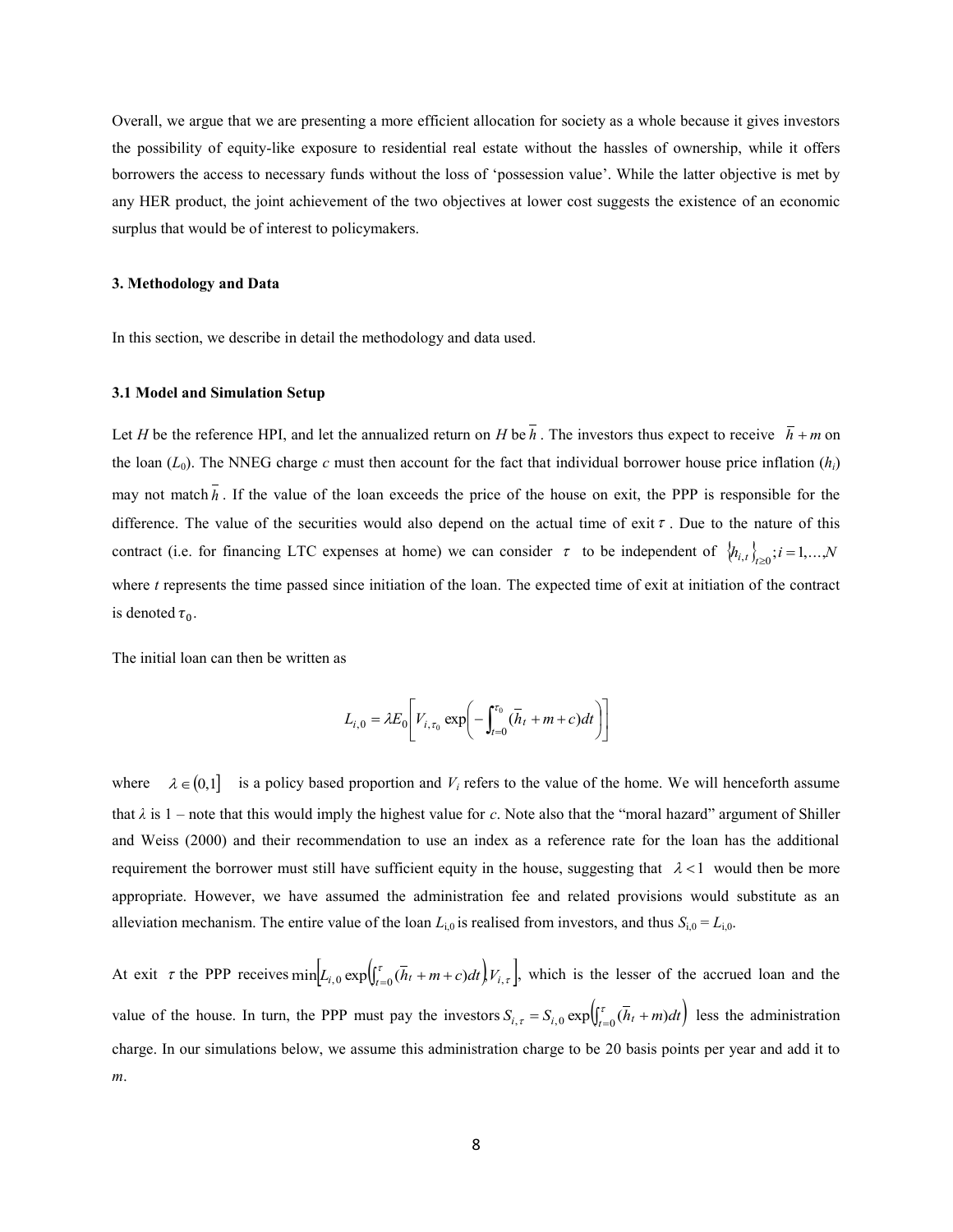Overall, we argue that we are presenting a more efficient allocation for society as a whole because it gives investors the possibility of equity-like exposure to residential real estate without the hassles of ownership, while it offers borrowers the access to necessary funds without the loss of 'possession value'. While the latter objective is met by any HER product, the joint achievement of the two objectives at lower cost suggests the existence of an economic surplus that would be of interest to policymakers.

### 3. Methodology and Data

In this section, we describe in detail the methodology and data used.

#### 3.1 Model and Simulation Setup

Let $H$ be the reference HPI, and let the annualized return on $H$ be $\bar{h}$. The investors thus expect to receive $\bar{h}+m$ on the loan ($L_0$). The NNEG charge $c$ must then account for the fact that individual borrower house price inflation ($h_i$) may not match $\bar{h}$. If the value of the loan exceeds the price of the house on exit, the PPP is responsible for the difference. The value of the securities would also depend on the actual time of exit $\tau$. Due to the nature of this contract (i.e. for financing LTC expenses at home) we can consider $\tau$ to be independent of $\{h_{i,t}\}_{t\geq 0}; i=1,\ldots,N$ where $t$ represents the time passed since initiation of the loan. The expected time of exit at initiation of the contract is denoted $\tau_0$.

The initial loan can then be written as

$$L_{i,0} = \lambda E_0\left[V_{i,\tau_0}\exp\left(-\int_{t=0}^{\tau_0}(\bar{h}_t + m + c)dt\right)\right]$$

where $\lambda \in (0,1]$ is a policy based proportion and $V_i$ refers to the value of the home. We will henceforth assume that $\lambda$ is 1 – note that this would imply the highest value for $c$. Note also that the "moral hazard" argument of Shiller and Weiss (2000) and their recommendation to use an index as a reference rate for the loan has the additional requirement the borrower must still have sufficient equity in the house, suggesting that $\lambda < 1$ would then be more appropriate. However, we have assumed the administration fee and related provisions would substitute as an alleviation mechanism. The entire value of the loan $L_{i,0}$ is realised from investors, and thus $S_{i,0} = L_{i,0}$.

At exit $\tau$ the PPP receives $\min\left[L_{i,0}\exp\left(\int_{t=0}^{\tau}(\bar{h}_t + m + c)dt\right), V_{i,\tau}\right]$, which is the lesser of the accrued loan and the value of the house. In turn, the PPP must pay the investors $S_{i,\tau} = S_{i,0}\exp\left(\int_{t=0}^{\tau}(\bar{h}_t + m)dt\right)$ less the administration charge. In our simulations below, we assume this administration charge to be 20 basis points per year and add it to $m$.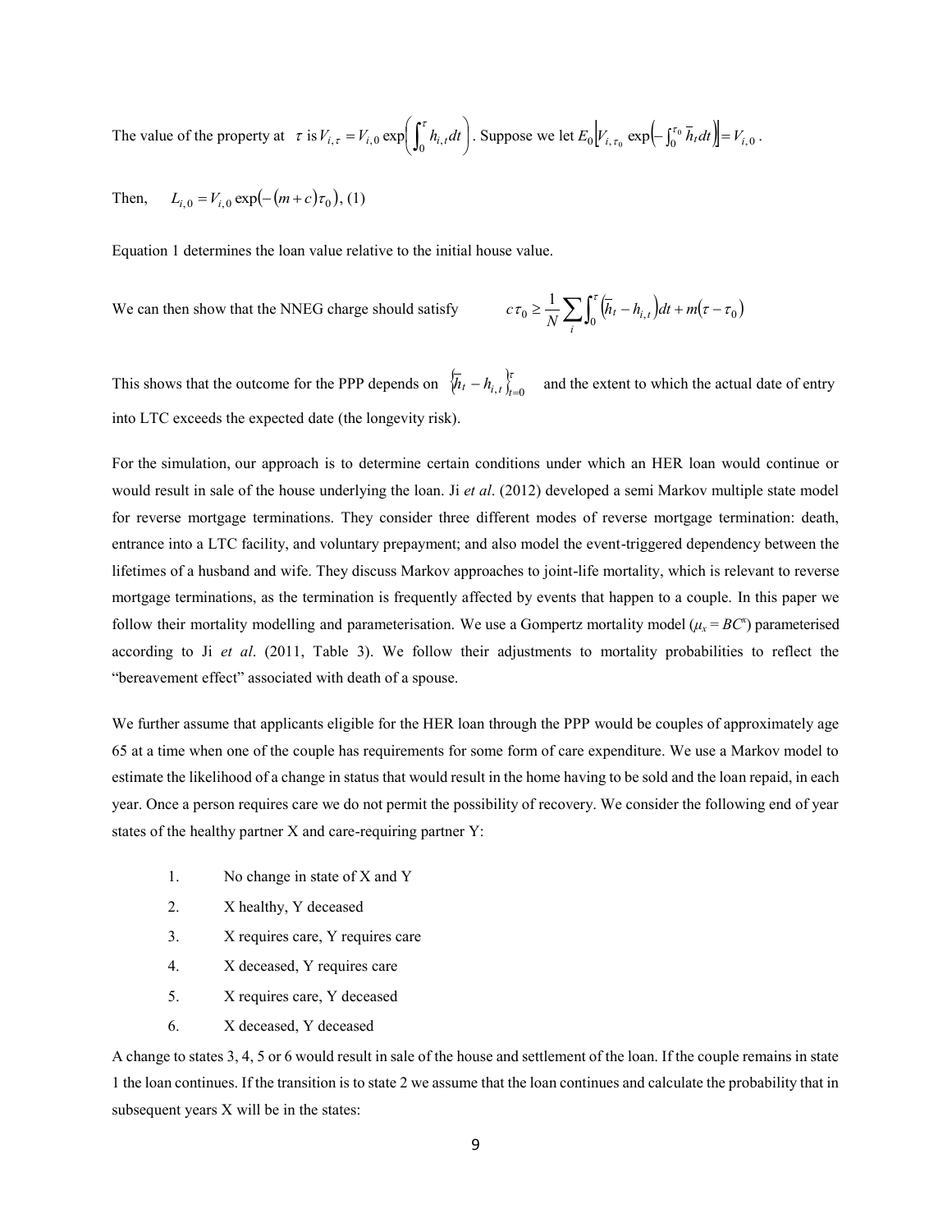The value of the property at $\tau$ is $V_{i,\tau} = V_{i,0} \exp\left(\int_0^{\tau} h_{i,t} dt\right)$. Suppose we let $E_0\left[V_{i,\tau_0} \exp\left(-\int_0^{\tau_0} \bar{h}_t dt\right)\right] = V_{i,0}$.

Then, $\quad L_{i,0} = V_{i,0} \exp\left(-(m+c)\tau_0\right)$, (1)

Equation 1 determines the loan value relative to the initial house value.

We can then show that the NNEG charge should satisfy $\quad c\tau_0 \geq \frac{1}{N}\sum_i \int_0^{\tau} \left(\bar{h}_t - h_{i,t}\right)dt + m(\tau - \tau_0)$

This shows that the outcome for the PPP depends on $\left\{\bar{h}_t - h_{i,t}\right\}_{t=0}^{\tau}$ and the extent to which the actual date of entry into LTC exceeds the expected date (the longevity risk).

For the simulation, our approach is to determine certain conditions under which an HER loan would continue or would result in sale of the house underlying the loan. Ji *et al*. (2012) developed a semi Markov multiple state model for reverse mortgage terminations. They consider three different modes of reverse mortgage termination: death, entrance into a LTC facility, and voluntary prepayment; and also model the event-triggered dependency between the lifetimes of a husband and wife. They discuss Markov approaches to joint-life mortality, which is relevant to reverse mortgage terminations, as the termination is frequently affected by events that happen to a couple. In this paper we follow their mortality modelling and parameterisation. We use a Gompertz mortality model ($\mu_x = BC^x$) parameterised according to Ji *et al*. (2011, Table 3). We follow their adjustments to mortality probabilities to reflect the "bereavement effect" associated with death of a spouse.

We further assume that applicants eligible for the HER loan through the PPP would be couples of approximately age 65 at a time when one of the couple has requirements for some form of care expenditure. We use a Markov model to estimate the likelihood of a change in status that would result in the home having to be sold and the loan repaid, in each year. Once a person requires care we do not permit the possibility of recovery. We consider the following end of year states of the healthy partner X and care-requiring partner Y:

1. No change in state of X and Y
2. X healthy, Y deceased
3. X requires care, Y requires care
4. X deceased, Y requires care
5. X requires care, Y deceased
6. X deceased, Y deceased

A change to states 3, 4, 5 or 6 would result in sale of the house and settlement of the loan. If the couple remains in state 1 the loan continues. If the transition is to state 2 we assume that the loan continues and calculate the probability that in subsequent years X will be in the states: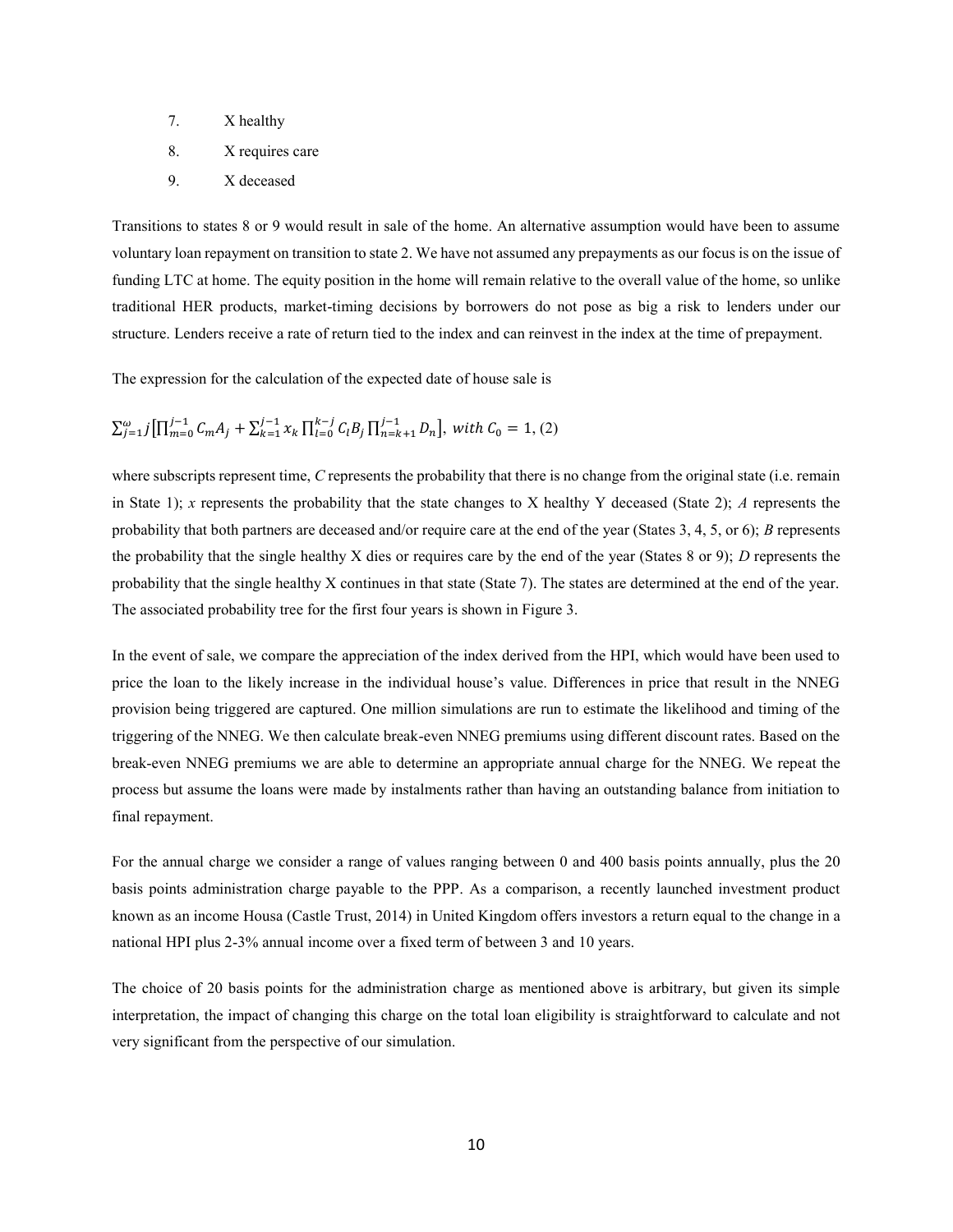7. X healthy
8. X requires care
9. X deceased

Transitions to states 8 or 9 would result in sale of the home. An alternative assumption would have been to assume voluntary loan repayment on transition to state 2. We have not assumed any prepayments as our focus is on the issue of funding LTC at home. The equity position in the home will remain relative to the overall value of the home, so unlike traditional HER products, market-timing decisions by borrowers do not pose as big a risk to lenders under our structure. Lenders receive a rate of return tied to the index and can reinvest in the index at the time of prepayment.

The expression for the calculation of the expected date of house sale is

$$\sum_{j=1}^{\omega} j\left[\prod_{m=0}^{j-1} C_m A_j + \sum_{k=1}^{j-1} x_k \prod_{l=0}^{k-j} C_l B_j \prod_{n=k+1}^{j-1} D_n\right],\ with\ C_0 = 1, (2)$$

where subscripts represent time, *C* represents the probability that there is no change from the original state (i.e. remain in State 1); *x* represents the probability that the state changes to X healthy Y deceased (State 2); *A* represents the probability that both partners are deceased and/or require care at the end of the year (States 3, 4, 5, or 6); *B* represents the probability that the single healthy X dies or requires care by the end of the year (States 8 or 9); *D* represents the probability that the single healthy X continues in that state (State 7). The states are determined at the end of the year. The associated probability tree for the first four years is shown in Figure 3.

In the event of sale, we compare the appreciation of the index derived from the HPI, which would have been used to price the loan to the likely increase in the individual house's value. Differences in price that result in the NNEG provision being triggered are captured. One million simulations are run to estimate the likelihood and timing of the triggering of the NNEG. We then calculate break-even NNEG premiums using different discount rates. Based on the break-even NNEG premiums we are able to determine an appropriate annual charge for the NNEG. We repeat the process but assume the loans were made by instalments rather than having an outstanding balance from initiation to final repayment.

For the annual charge we consider a range of values ranging between 0 and 400 basis points annually, plus the 20 basis points administration charge payable to the PPP. As a comparison, a recently launched investment product known as an income Housa (Castle Trust, 2014) in United Kingdom offers investors a return equal to the change in a national HPI plus 2-3% annual income over a fixed term of between 3 and 10 years.

The choice of 20 basis points for the administration charge as mentioned above is arbitrary, but given its simple interpretation, the impact of changing this charge on the total loan eligibility is straightforward to calculate and not very significant from the perspective of our simulation.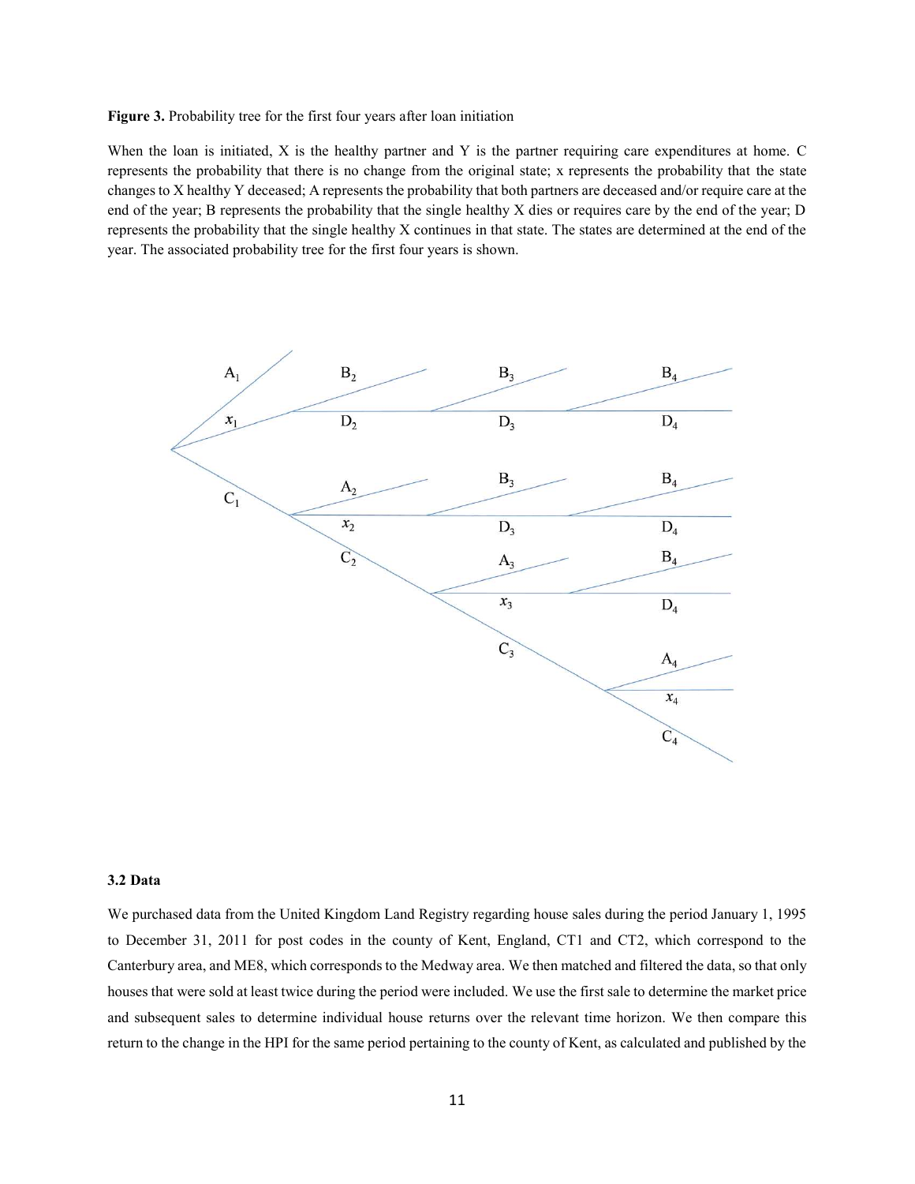**Figure 3.** Probability tree for the first four years after loan initiation

When the loan is initiated, X is the healthy partner and Y is the partner requiring care expenditures at home. C represents the probability that there is no change from the original state; x represents the probability that the state changes to X healthy Y deceased; A represents the probability that both partners are deceased and/or require care at the end of the year; B represents the probability that the single healthy X dies or requires care by the end of the year; D represents the probability that the single healthy X continues in that state. The states are determined at the end of the year. The associated probability tree for the first four years is shown.

### 3.2 Data

We purchased data from the United Kingdom Land Registry regarding house sales during the period January 1, 1995 to December 31, 2011 for post codes in the county of Kent, England, CT1 and CT2, which correspond to the Canterbury area, and ME8, which corresponds to the Medway area. We then matched and filtered the data, so that only houses that were sold at least twice during the period were included. We use the first sale to determine the market price and subsequent sales to determine individual house returns over the relevant time horizon. We then compare this return to the change in the HPI for the same period pertaining to the county of Kent, as calculated and published by the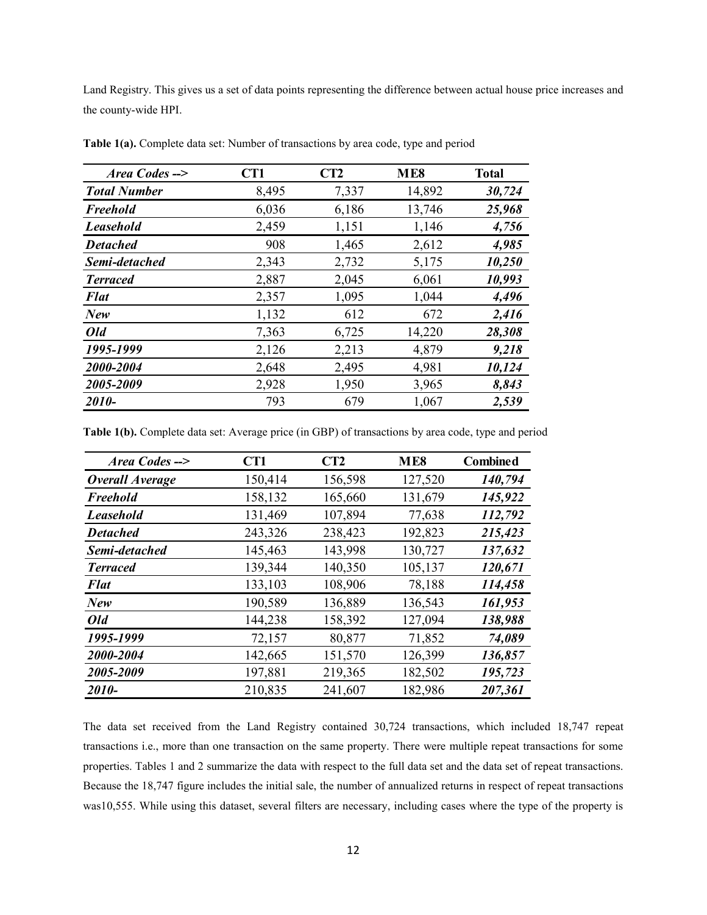Land Registry. This gives us a set of data points representing the difference between actual house price increases and the county-wide HPI.

**Table 1(a).** Complete data set: Number of transactions by area code, type and period

| *Area Codes -->* | CT1 | CT2 | ME8 | Total |
|---|---|---|---|---|
| ***Total Number*** | 8,495 | 7,337 | 14,892 | ***30,724*** |
| ***Freehold*** | 6,036 | 6,186 | 13,746 | ***25,968*** |
| ***Leasehold*** | 2,459 | 1,151 | 1,146 | ***4,756*** |
| ***Detached*** | 908 | 1,465 | 2,612 | ***4,985*** |
| ***Semi-detached*** | 2,343 | 2,732 | 5,175 | ***10,250*** |
| ***Terraced*** | 2,887 | 2,045 | 6,061 | ***10,993*** |
| ***Flat*** | 2,357 | 1,095 | 1,044 | ***4,496*** |
| ***New*** | 1,132 | 612 | 672 | ***2,416*** |
| ***Old*** | 7,363 | 6,725 | 14,220 | ***28,308*** |
| ***1995-1999*** | 2,126 | 2,213 | 4,879 | ***9,218*** |
| ***2000-2004*** | 2,648 | 2,495 | 4,981 | ***10,124*** |
| ***2005-2009*** | 2,928 | 1,950 | 3,965 | ***8,843*** |
| ***2010-*** | 793 | 679 | 1,067 | ***2,539*** |

**Table 1(b).** Complete data set: Average price (in GBP) of transactions by area code, type and period

| *Area Codes -->* | CT1 | CT2 | ME8 | Combined |
|---|---|---|---|---|
| ***Overall Average*** | 150,414 | 156,598 | 127,520 | ***140,794*** |
| ***Freehold*** | 158,132 | 165,660 | 131,679 | ***145,922*** |
| ***Leasehold*** | 131,469 | 107,894 | 77,638 | ***112,792*** |
| ***Detached*** | 243,326 | 238,423 | 192,823 | ***215,423*** |
| ***Semi-detached*** | 145,463 | 143,998 | 130,727 | ***137,632*** |
| ***Terraced*** | 139,344 | 140,350 | 105,137 | ***120,671*** |
| ***Flat*** | 133,103 | 108,906 | 78,188 | ***114,458*** |
| ***New*** | 190,589 | 136,889 | 136,543 | ***161,953*** |
| ***Old*** | 144,238 | 158,392 | 127,094 | ***138,988*** |
| ***1995-1999*** | 72,157 | 80,877 | 71,852 | ***74,089*** |
| ***2000-2004*** | 142,665 | 151,570 | 126,399 | ***136,857*** |
| ***2005-2009*** | 197,881 | 219,365 | 182,502 | ***195,723*** |
| ***2010-*** | 210,835 | 241,607 | 182,986 | ***207,361*** |

The data set received from the Land Registry contained 30,724 transactions, which included 18,747 repeat transactions i.e., more than one transaction on the same property. There were multiple repeat transactions for some properties. Tables 1 and 2 summarize the data with respect to the full data set and the data set of repeat transactions. Because the 18,747 figure includes the initial sale, the number of annualized returns in respect of repeat transactions was10,555. While using this dataset, several filters are necessary, including cases where the type of the property is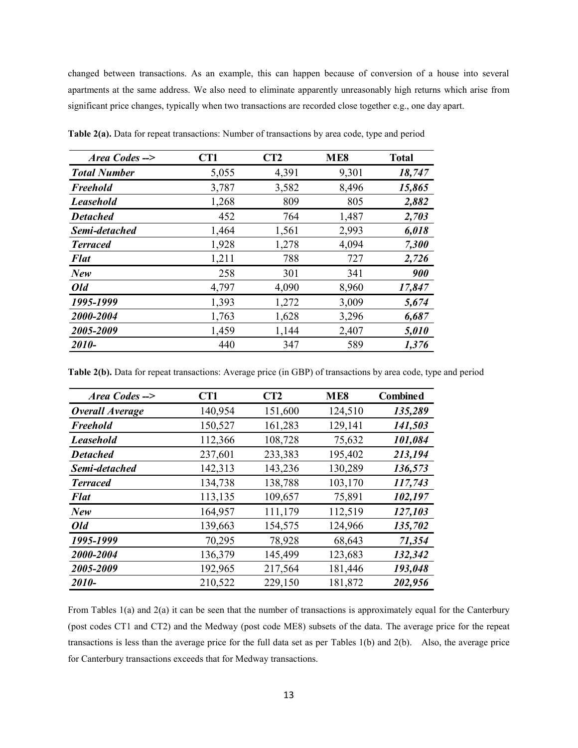changed between transactions. As an example, this can happen because of conversion of a house into several apartments at the same address. We also need to eliminate apparently unreasonably high returns which arise from significant price changes, typically when two transactions are recorded close together e.g., one day apart.

**Table 2(a).** Data for repeat transactions: Number of transactions by area code, type and period

| *Area Codes -->* | **CT1** | **CT2** | **ME8** | **Total** |
|---|---|---|---|---|
| ***Total Number*** | 5,055 | 4,391 | 9,301 | ***18,747*** |
| ***Freehold*** | 3,787 | 3,582 | 8,496 | ***15,865*** |
| ***Leasehold*** | 1,268 | 809 | 805 | ***2,882*** |
| ***Detached*** | 452 | 764 | 1,487 | ***2,703*** |
| ***Semi-detached*** | 1,464 | 1,561 | 2,993 | ***6,018*** |
| ***Terraced*** | 1,928 | 1,278 | 4,094 | ***7,300*** |
| ***Flat*** | 1,211 | 788 | 727 | ***2,726*** |
| ***New*** | 258 | 301 | 341 | ***900*** |
| ***Old*** | 4,797 | 4,090 | 8,960 | ***17,847*** |
| ***1995-1999*** | 1,393 | 1,272 | 3,009 | ***5,674*** |
| ***2000-2004*** | 1,763 | 1,628 | 3,296 | ***6,687*** |
| ***2005-2009*** | 1,459 | 1,144 | 2,407 | ***5,010*** |
| ***2010-*** | 440 | 347 | 589 | ***1,376*** |

**Table 2(b).** Data for repeat transactions: Average price (in GBP) of transactions by area code, type and period

| *Area Codes -->* | **CT1** | **CT2** | **ME8** | **Combined** |
|---|---|---|---|---|
| ***Overall Average*** | 140,954 | 151,600 | 124,510 | ***135,289*** |
| ***Freehold*** | 150,527 | 161,283 | 129,141 | ***141,503*** |
| ***Leasehold*** | 112,366 | 108,728 | 75,632 | ***101,084*** |
| ***Detached*** | 237,601 | 233,383 | 195,402 | ***213,194*** |
| ***Semi-detached*** | 142,313 | 143,236 | 130,289 | ***136,573*** |
| ***Terraced*** | 134,738 | 138,788 | 103,170 | ***117,743*** |
| ***Flat*** | 113,135 | 109,657 | 75,891 | ***102,197*** |
| ***New*** | 164,957 | 111,179 | 112,519 | ***127,103*** |
| ***Old*** | 139,663 | 154,575 | 124,966 | ***135,702*** |
| ***1995-1999*** | 70,295 | 78,928 | 68,643 | ***71,354*** |
| ***2000-2004*** | 136,379 | 145,499 | 123,683 | ***132,342*** |
| ***2005-2009*** | 192,965 | 217,564 | 181,446 | ***193,048*** |
| ***2010-*** | 210,522 | 229,150 | 181,872 | ***202,956*** |

From Tables 1(a) and 2(a) it can be seen that the number of transactions is approximately equal for the Canterbury (post codes CT1 and CT2) and the Medway (post code ME8) subsets of the data. The average price for the repeat transactions is less than the average price for the full data set as per Tables 1(b) and 2(b). Also, the average price for Canterbury transactions exceeds that for Medway transactions.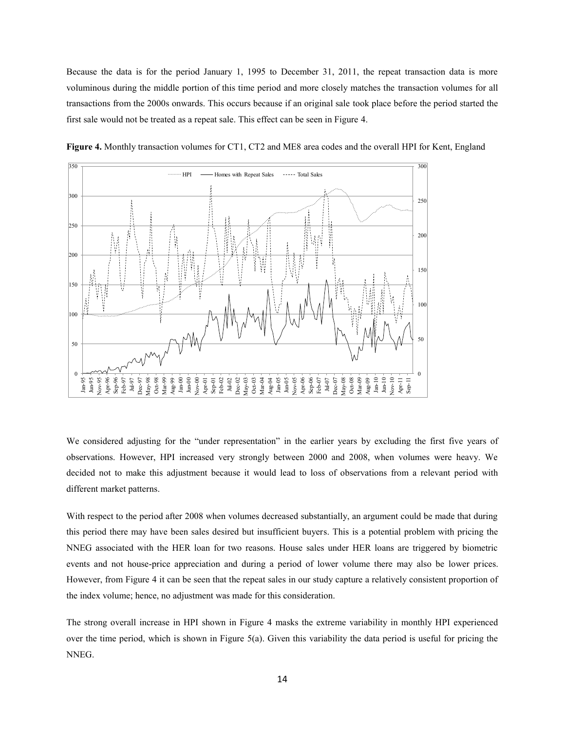Because the data is for the period January 1, 1995 to December 31, 2011, the repeat transaction data is more voluminous during the middle portion of this time period and more closely matches the transaction volumes for all transactions from the 2000s onwards. This occurs because if an original sale took place before the period started the first sale would not be treated as a repeat sale. This effect can be seen in Figure 4.

**Figure 4.** Monthly transaction volumes for CT1, CT2 and ME8 area codes and the overall HPI for Kent, England

We considered adjusting for the "under representation" in the earlier years by excluding the first five years of observations. However, HPI increased very strongly between 2000 and 2008, when volumes were heavy. We decided not to make this adjustment because it would lead to loss of observations from a relevant period with different market patterns.

With respect to the period after 2008 when volumes decreased substantially, an argument could be made that during this period there may have been sales desired but insufficient buyers. This is a potential problem with pricing the NNEG associated with the HER loan for two reasons. House sales under HER loans are triggered by biometric events and not house-price appreciation and during a period of lower volume there may also be lower prices. However, from Figure 4 it can be seen that the repeat sales in our study capture a relatively consistent proportion of the index volume; hence, no adjustment was made for this consideration.

The strong overall increase in HPI shown in Figure 4 masks the extreme variability in monthly HPI experienced over the time period, which is shown in Figure 5(a). Given this variability the data period is useful for pricing the NNEG.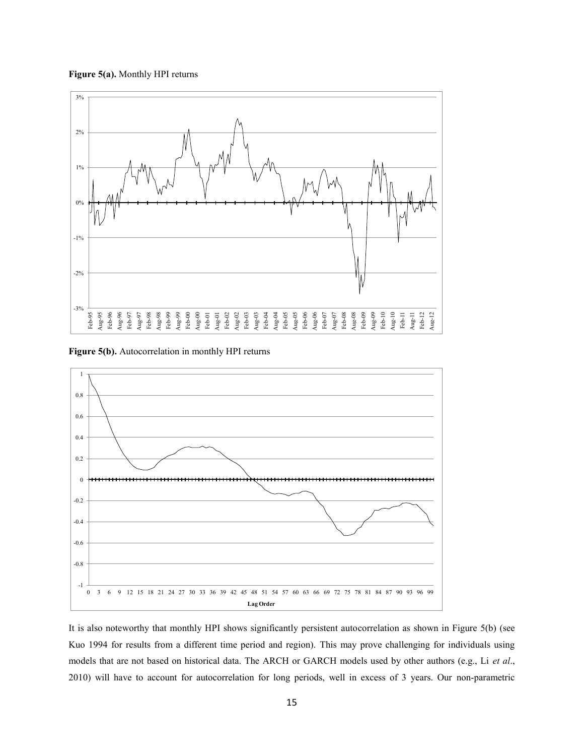**Figure 5(a).** Monthly HPI returns

**Figure 5(b).** Autocorrelation in monthly HPI returns

It is also noteworthy that monthly HPI shows significantly persistent autocorrelation as shown in Figure 5(b) (see Kuo 1994 for results from a different time period and region). This may prove challenging for individuals using models that are not based on historical data. The ARCH or GARCH models used by other authors (e.g., Li *et al*., 2010) will have to account for autocorrelation for long periods, well in excess of 3 years. Our non-parametric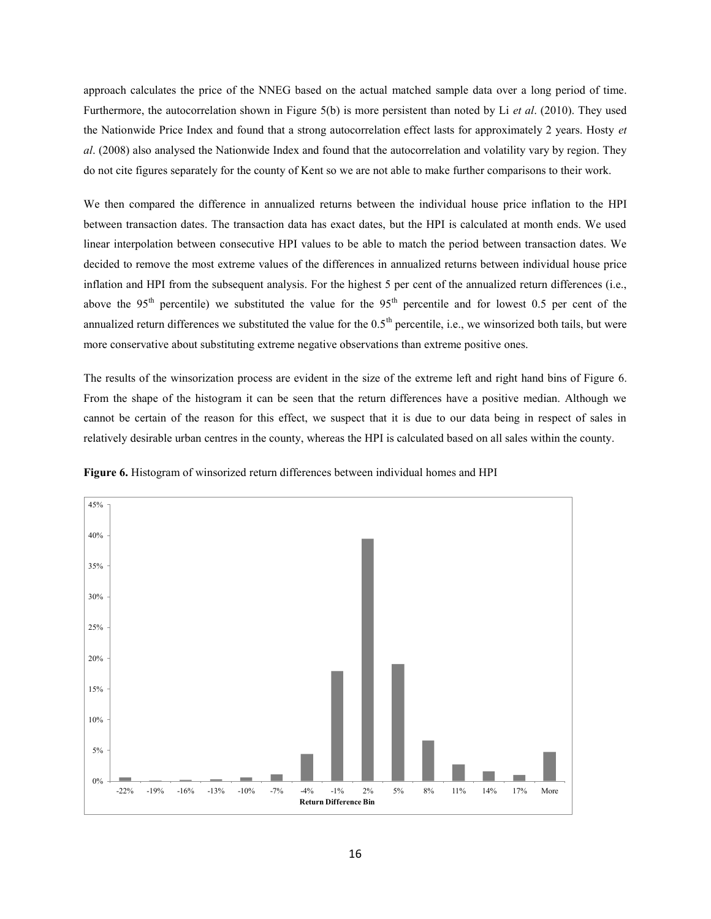approach calculates the price of the NNEG based on the actual matched sample data over a long period of time. Furthermore, the autocorrelation shown in Figure 5(b) is more persistent than noted by Li *et al*. (2010). They used the Nationwide Price Index and found that a strong autocorrelation effect lasts for approximately 2 years. Hosty *et al*. (2008) also analysed the Nationwide Index and found that the autocorrelation and volatility vary by region. They do not cite figures separately for the county of Kent so we are not able to make further comparisons to their work.

We then compared the difference in annualized returns between the individual house price inflation to the HPI between transaction dates. The transaction data has exact dates, but the HPI is calculated at month ends. We used linear interpolation between consecutive HPI values to be able to match the period between transaction dates. We decided to remove the most extreme values of the differences in annualized returns between individual house price inflation and HPI from the subsequent analysis. For the highest 5 per cent of the annualized return differences (i.e., above the 95th percentile) we substituted the value for the 95th percentile and for lowest 0.5 per cent of the annualized return differences we substituted the value for the 0.5th percentile, i.e., we winsorized both tails, but were more conservative about substituting extreme negative observations than extreme positive ones.

The results of the winsorization process are evident in the size of the extreme left and right hand bins of Figure 6. From the shape of the histogram it can be seen that the return differences have a positive median. Although we cannot be certain of the reason for this effect, we suspect that it is due to our data being in respect of sales in relatively desirable urban centres in the county, whereas the HPI is calculated based on all sales within the county.

**Figure 6.** Histogram of winsorized return differences between individual homes and HPI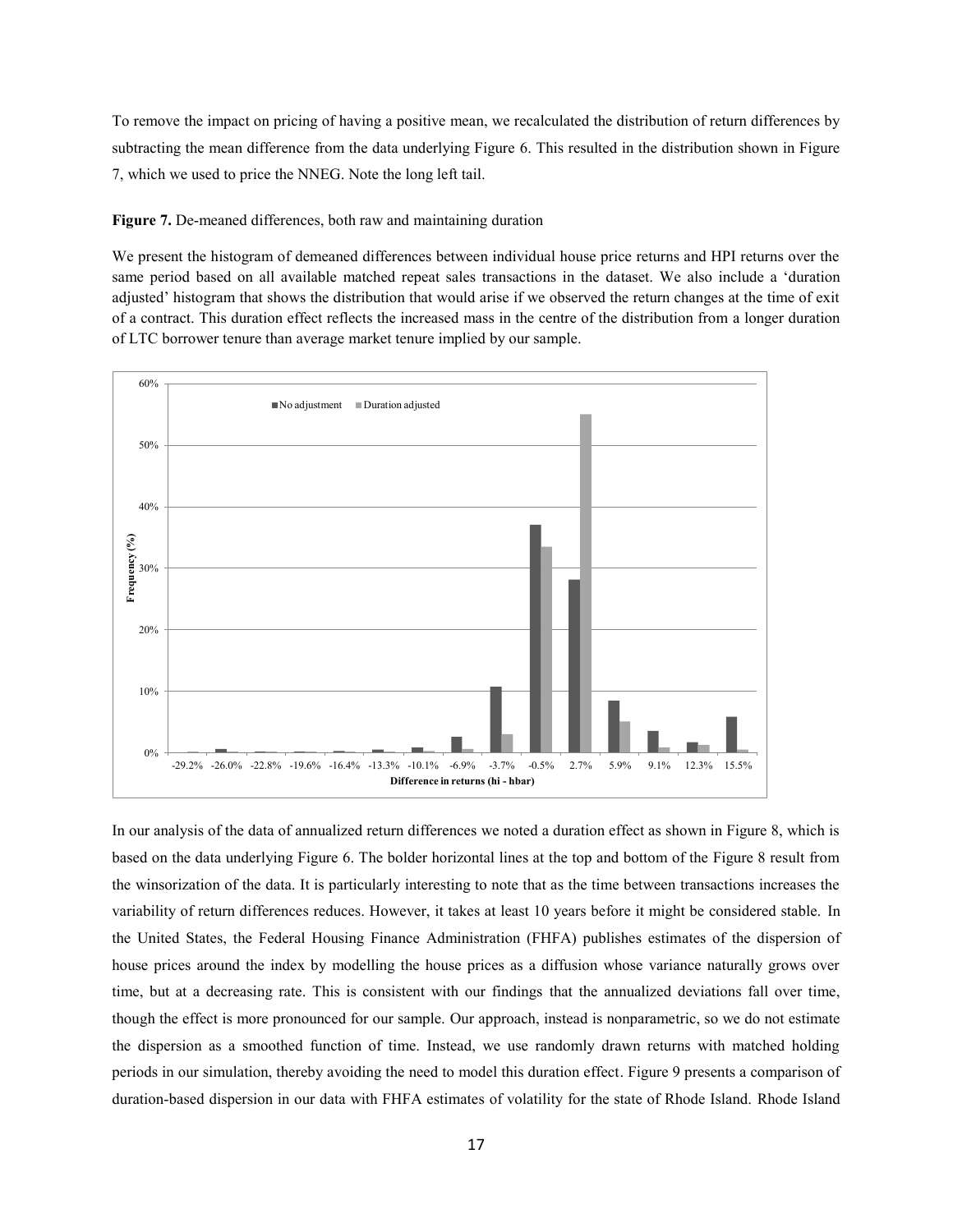To remove the impact on pricing of having a positive mean, we recalculated the distribution of return differences by subtracting the mean difference from the data underlying Figure 6. This resulted in the distribution shown in Figure 7, which we used to price the NNEG. Note the long left tail.

**Figure 7.** De-meaned differences, both raw and maintaining duration

We present the histogram of demeaned differences between individual house price returns and HPI returns over the same period based on all available matched repeat sales transactions in the dataset. We also include a 'duration adjusted' histogram that shows the distribution that would arise if we observed the return changes at the time of exit of a contract. This duration effect reflects the increased mass in the centre of the distribution from a longer duration of LTC borrower tenure than average market tenure implied by our sample.

In our analysis of the data of annualized return differences we noted a duration effect as shown in Figure 8, which is based on the data underlying Figure 6. The bolder horizontal lines at the top and bottom of the Figure 8 result from the winsorization of the data. It is particularly interesting to note that as the time between transactions increases the variability of return differences reduces. However, it takes at least 10 years before it might be considered stable. In the United States, the Federal Housing Finance Administration (FHFA) publishes estimates of the dispersion of house prices around the index by modelling the house prices as a diffusion whose variance naturally grows over time, but at a decreasing rate. This is consistent with our findings that the annualized deviations fall over time, though the effect is more pronounced for our sample. Our approach, instead is nonparametric, so we do not estimate the dispersion as a smoothed function of time. Instead, we use randomly drawn returns with matched holding periods in our simulation, thereby avoiding the need to model this duration effect. Figure 9 presents a comparison of duration-based dispersion in our data with FHFA estimates of volatility for the state of Rhode Island. Rhode Island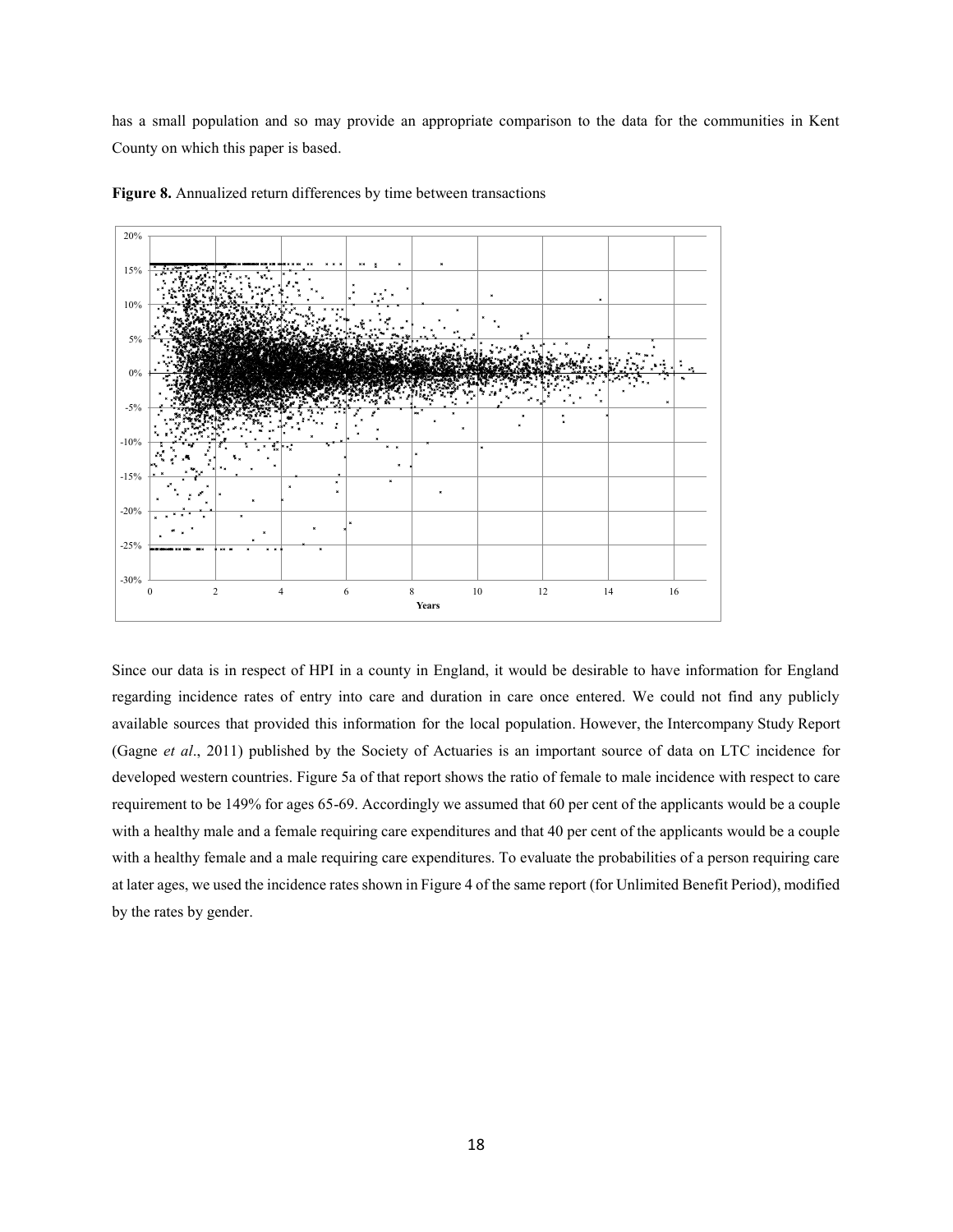has a small population and so may provide an appropriate comparison to the data for the communities in Kent County on which this paper is based.

**Figure 8.** Annualized return differences by time between transactions

Since our data is in respect of HPI in a county in England, it would be desirable to have information for England regarding incidence rates of entry into care and duration in care once entered. We could not find any publicly available sources that provided this information for the local population. However, the Intercompany Study Report (Gagne *et al*., 2011) published by the Society of Actuaries is an important source of data on LTC incidence for developed western countries. Figure 5a of that report shows the ratio of female to male incidence with respect to care requirement to be 149% for ages 65-69. Accordingly we assumed that 60 per cent of the applicants would be a couple with a healthy male and a female requiring care expenditures and that 40 per cent of the applicants would be a couple with a healthy female and a male requiring care expenditures. To evaluate the probabilities of a person requiring care at later ages, we used the incidence rates shown in Figure 4 of the same report (for Unlimited Benefit Period), modified by the rates by gender.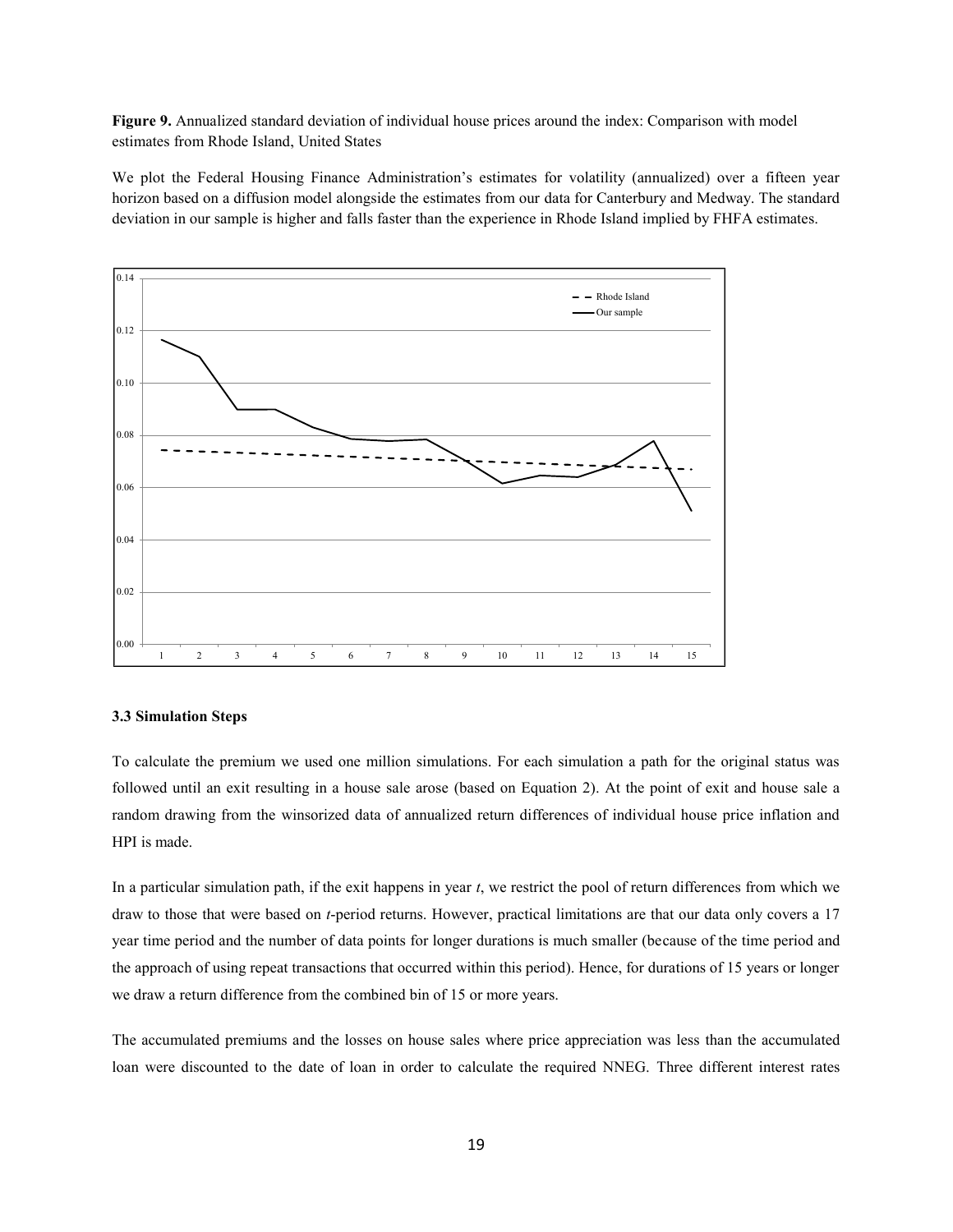**Figure 9.** Annualized standard deviation of individual house prices around the index: Comparison with model estimates from Rhode Island, United States

We plot the Federal Housing Finance Administration's estimates for volatility (annualized) over a fifteen year horizon based on a diffusion model alongside the estimates from our data for Canterbury and Medway. The standard deviation in our sample is higher and falls faster than the experience in Rhode Island implied by FHFA estimates.

### 3.3 Simulation Steps

To calculate the premium we used one million simulations. For each simulation a path for the original status was followed until an exit resulting in a house sale arose (based on Equation 2). At the point of exit and house sale a random drawing from the winsorized data of annualized return differences of individual house price inflation and HPI is made.

In a particular simulation path, if the exit happens in year *t*, we restrict the pool of return differences from which we draw to those that were based on *t*-period returns. However, practical limitations are that our data only covers a 17 year time period and the number of data points for longer durations is much smaller (because of the time period and the approach of using repeat transactions that occurred within this period). Hence, for durations of 15 years or longer we draw a return difference from the combined bin of 15 or more years.

The accumulated premiums and the losses on house sales where price appreciation was less than the accumulated loan were discounted to the date of loan in order to calculate the required NNEG. Three different interest rates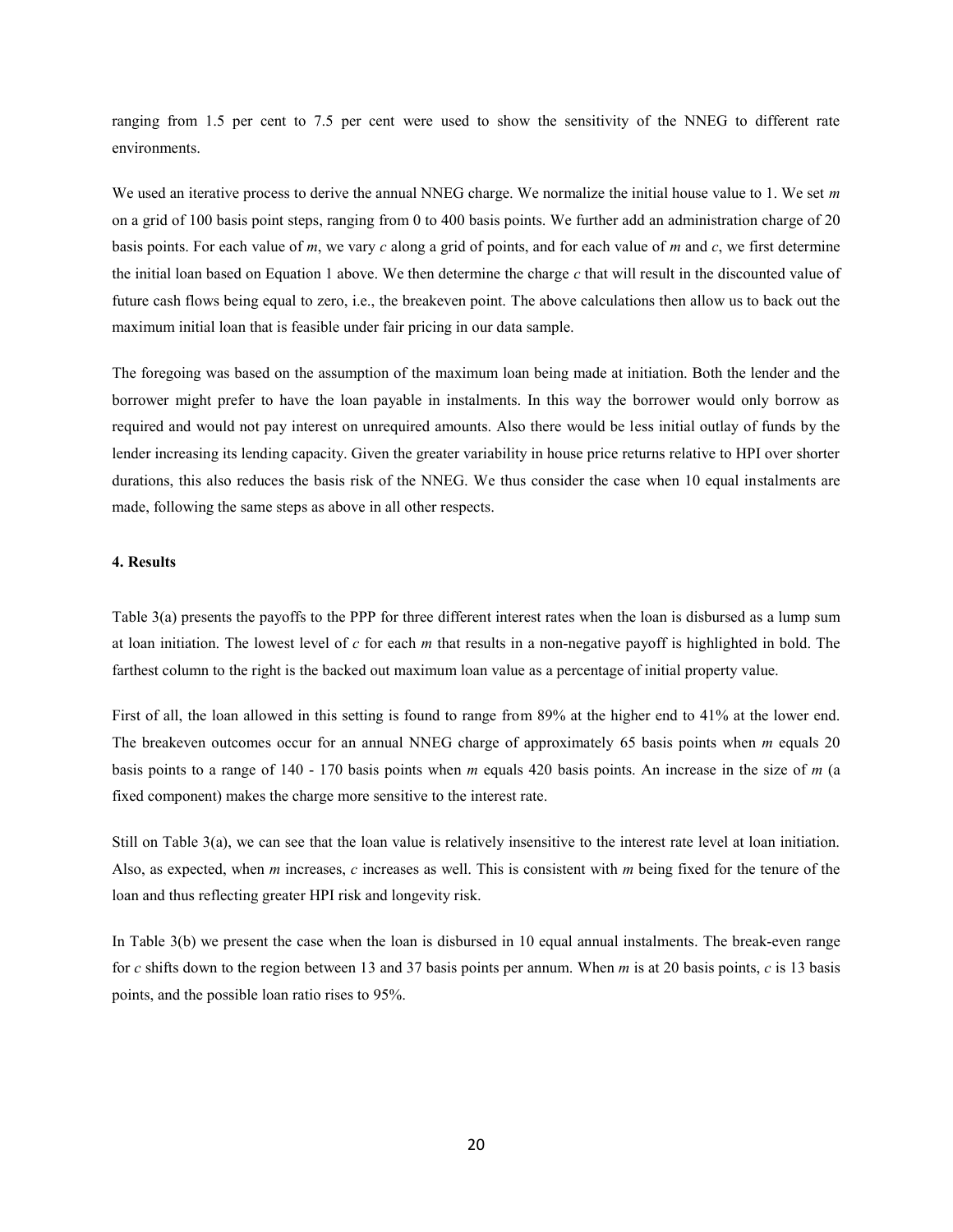ranging from 1.5 per cent to 7.5 per cent were used to show the sensitivity of the NNEG to different rate environments.

We used an iterative process to derive the annual NNEG charge. We normalize the initial house value to 1. We set $m$ on a grid of 100 basis point steps, ranging from 0 to 400 basis points. We further add an administration charge of 20 basis points. For each value of $m$, we vary $c$ along a grid of points, and for each value of $m$ and $c$, we first determine the initial loan based on Equation 1 above. We then determine the charge $c$ that will result in the discounted value of future cash flows being equal to zero, i.e., the breakeven point. The above calculations then allow us to back out the maximum initial loan that is feasible under fair pricing in our data sample.

The foregoing was based on the assumption of the maximum loan being made at initiation. Both the lender and the borrower might prefer to have the loan payable in instalments. In this way the borrower would only borrow as required and would not pay interest on unrequired amounts. Also there would be less initial outlay of funds by the lender increasing its lending capacity. Given the greater variability in house price returns relative to HPI over shorter durations, this also reduces the basis risk of the NNEG. We thus consider the case when 10 equal instalments are made, following the same steps as above in all other respects.

#### 4. Results

Table 3(a) presents the payoffs to the PPP for three different interest rates when the loan is disbursed as a lump sum at loan initiation. The lowest level of $c$ for each $m$ that results in a non-negative payoff is highlighted in bold. The farthest column to the right is the backed out maximum loan value as a percentage of initial property value.

First of all, the loan allowed in this setting is found to range from 89% at the higher end to 41% at the lower end. The breakeven outcomes occur for an annual NNEG charge of approximately 65 basis points when $m$ equals 20 basis points to a range of 140 - 170 basis points when $m$ equals 420 basis points. An increase in the size of $m$ (a fixed component) makes the charge more sensitive to the interest rate.

Still on Table 3(a), we can see that the loan value is relatively insensitive to the interest rate level at loan initiation. Also, as expected, when $m$ increases, $c$ increases as well. This is consistent with $m$ being fixed for the tenure of the loan and thus reflecting greater HPI risk and longevity risk.

In Table 3(b) we present the case when the loan is disbursed in 10 equal annual instalments. The break-even range for $c$ shifts down to the region between 13 and 37 basis points per annum. When $m$ is at 20 basis points, $c$ is 13 basis points, and the possible loan ratio rises to 95%.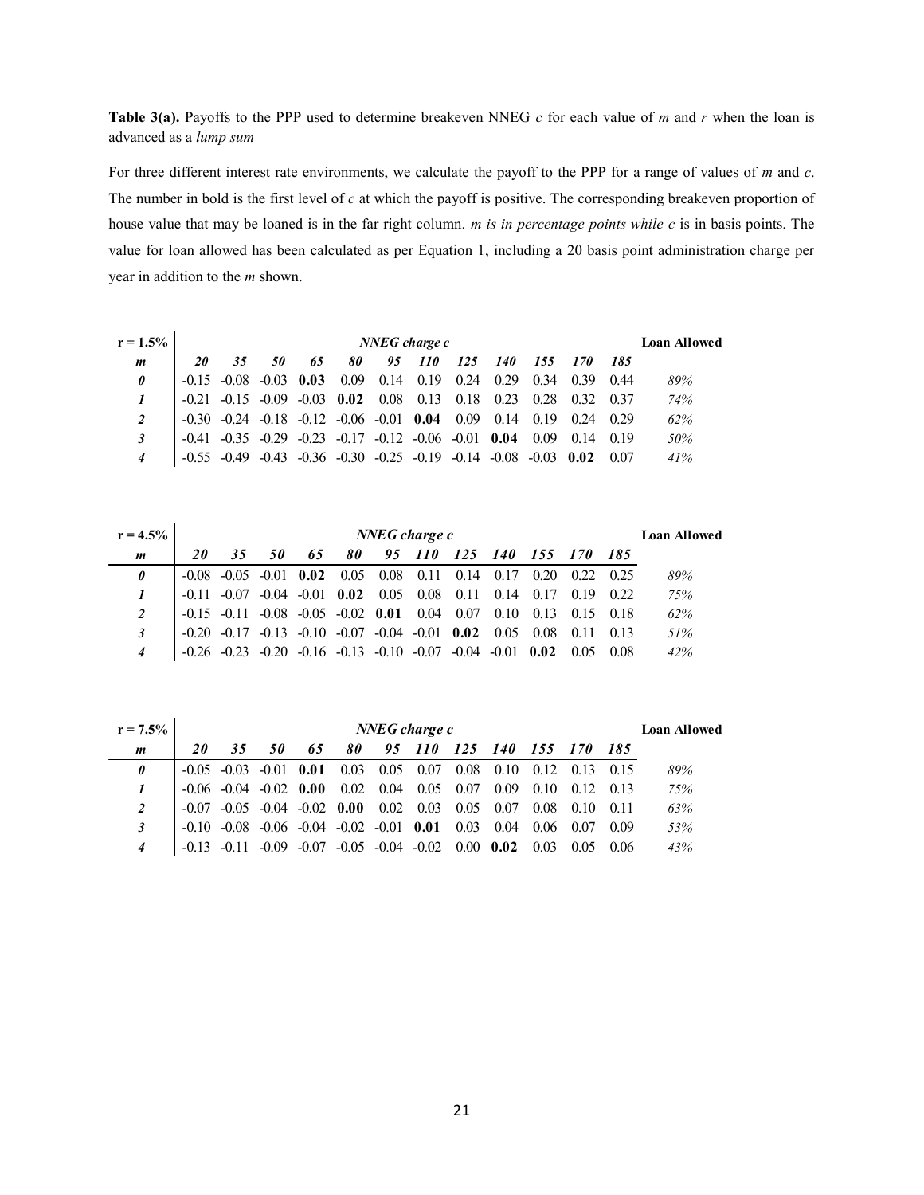**Table 3(a).** Payoffs to the PPP used to determine breakeven NNEG $c$ for each value of $m$ and $r$ when the loan is advanced as a *lump sum*

For three different interest rate environments, we calculate the payoff to the PPP for a range of values of $m$ and $c$. The number in bold is the first level of $c$ at which the payoff is positive. The corresponding breakeven proportion of house value that may be loaned is in the far right column. *m is in percentage points while c is in basis points.* The value for loan allowed has been calculated as per Equation 1, including a 20 basis point administration charge per year in addition to the $m$ shown.

| r = 1.5% | *NNEG charge c* | | | | | | | | | | | | **Loan Allowed** |
|---|---|---|---|---|---|---|---|---|---|---|---|---|---|
| ***m*** | ***20*** | ***35*** | ***50*** | ***65*** | ***80*** | ***95*** | ***110*** | ***125*** | ***140*** | ***155*** | ***170*** | ***185*** | |
| ***0*** | -0.15 | -0.08 | -0.03 | **0.03** | 0.09 | 0.14 | 0.19 | 0.24 | 0.29 | 0.34 | 0.39 | 0.44 | *89%* |
| ***1*** | -0.21 | -0.15 | -0.09 | -0.03 | **0.02** | 0.08 | 0.13 | 0.18 | 0.23 | 0.28 | 0.32 | 0.37 | *74%* |
| ***2*** | -0.30 | -0.24 | -0.18 | -0.12 | -0.06 | -0.01 | **0.04** | 0.09 | 0.14 | 0.19 | 0.24 | 0.29 | *62%* |
| ***3*** | -0.41 | -0.35 | -0.29 | -0.23 | -0.17 | -0.12 | -0.06 | -0.01 | **0.04** | 0.09 | 0.14 | 0.19 | *50%* |
| ***4*** | -0.55 | -0.49 | -0.43 | -0.36 | -0.30 | -0.25 | -0.19 | -0.14 | -0.08 | -0.03 | **0.02** | 0.07 | *41%* |

| r = 4.5% | *NNEG charge c* | | | | | | | | | | | | **Loan Allowed** |
|---|---|---|---|---|---|---|---|---|---|---|---|---|---|
| ***m*** | ***20*** | ***35*** | ***50*** | ***65*** | ***80*** | ***95*** | ***110*** | ***125*** | ***140*** | ***155*** | ***170*** | ***185*** | |
| ***0*** | -0.08 | -0.05 | -0.01 | **0.02** | 0.05 | 0.08 | 0.11 | 0.14 | 0.17 | 0.20 | 0.22 | 0.25 | *89%* |
| ***1*** | -0.11 | -0.07 | -0.04 | -0.01 | **0.02** | 0.05 | 0.08 | 0.11 | 0.14 | 0.17 | 0.19 | 0.22 | *75%* |
| ***2*** | -0.15 | -0.11 | -0.08 | -0.05 | -0.02 | **0.01** | 0.04 | 0.07 | 0.10 | 0.13 | 0.15 | 0.18 | *62%* |
| ***3*** | -0.20 | -0.17 | -0.13 | -0.10 | -0.07 | -0.04 | -0.01 | **0.02** | 0.05 | 0.08 | 0.11 | 0.13 | *51%* |
| ***4*** | -0.26 | -0.23 | -0.20 | -0.16 | -0.13 | -0.10 | -0.07 | -0.04 | -0.01 | **0.02** | 0.05 | 0.08 | *42%* |

| r = 7.5% | *NNEG charge c* | | | | | | | | | | | | **Loan Allowed** |
|---|---|---|---|---|---|---|---|---|---|---|---|---|---|
| ***m*** | ***20*** | ***35*** | ***50*** | ***65*** | ***80*** | ***95*** | ***110*** | ***125*** | ***140*** | ***155*** | ***170*** | ***185*** | |
| ***0*** | -0.05 | -0.03 | -0.01 | **0.01** | 0.03 | 0.05 | 0.07 | 0.08 | 0.10 | 0.12 | 0.13 | 0.15 | *89%* |
| ***1*** | -0.06 | -0.04 | -0.02 | **0.00** | 0.02 | 0.04 | 0.05 | 0.07 | 0.09 | 0.10 | 0.12 | 0.13 | *75%* |
| ***2*** | -0.07 | -0.05 | -0.04 | -0.02 | **0.00** | 0.02 | 0.03 | 0.05 | 0.07 | 0.08 | 0.10 | 0.11 | *63%* |
| ***3*** | -0.10 | -0.08 | -0.06 | -0.04 | -0.02 | -0.01 | **0.01** | 0.03 | 0.04 | 0.06 | 0.07 | 0.09 | *53%* |
| ***4*** | -0.13 | -0.11 | -0.09 | -0.07 | -0.05 | -0.04 | -0.02 | 0.00 | **0.02** | 0.03 | 0.05 | 0.06 | *43%* |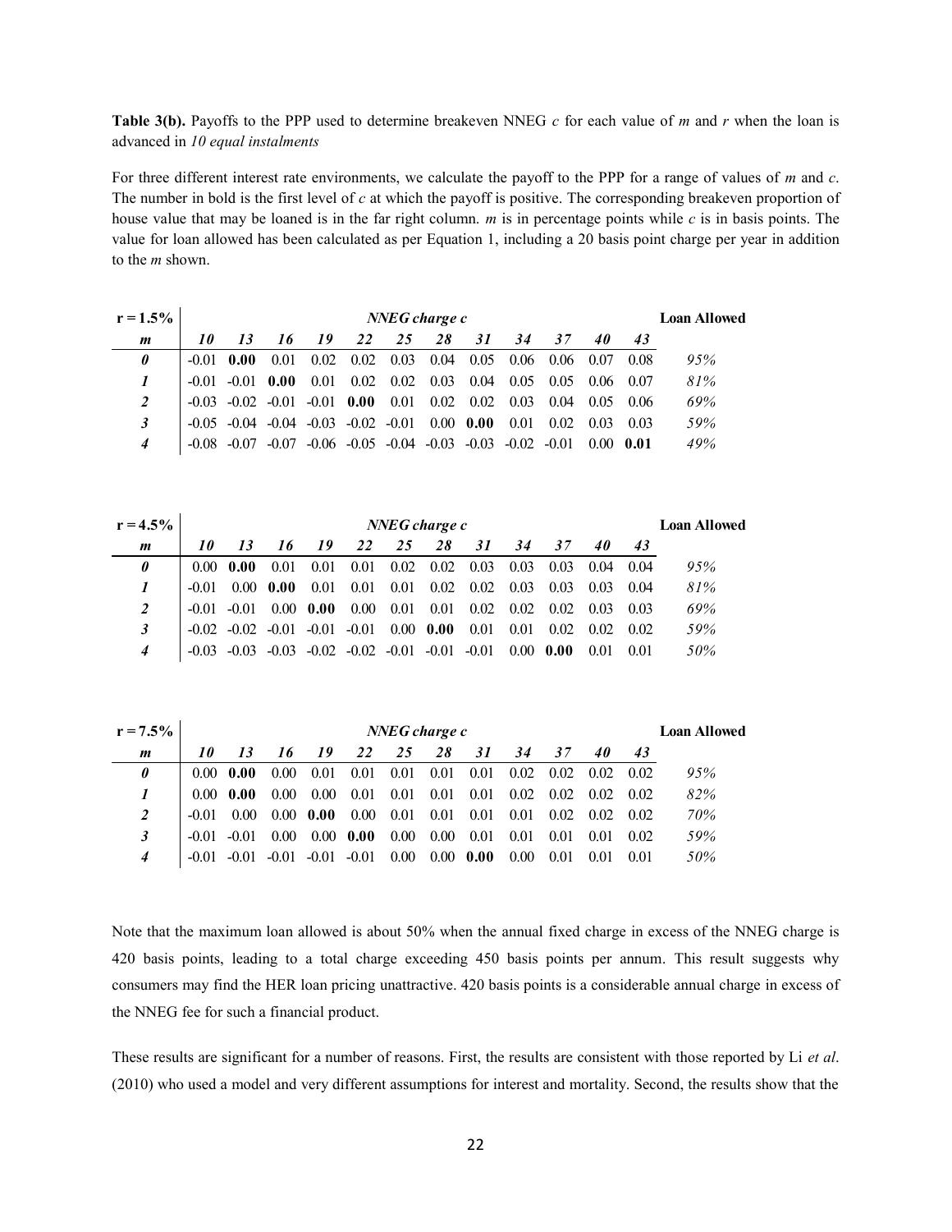**Table 3(b).** Payoffs to the PPP used to determine breakeven NNEG *c* for each value of *m* and *r* when the loan is advanced in *10 equal instalments*

For three different interest rate environments, we calculate the payoff to the PPP for a range of values of *m* and *c*. The number in bold is the first level of *c* at which the payoff is positive. The corresponding breakeven proportion of house value that may be loaned is in the far right column. *m* is in percentage points while *c* is in basis points. The value for loan allowed has been calculated as per Equation 1, including a 20 basis point charge per year in addition to the *m* shown.

| **r = 1.5%** | ***NNEG charge c*** | | | | | | | | | | | | **Loan Allowed** |
|---|---|---|---|---|---|---|---|---|---|---|---|---|---|
| ***m*** | ***10*** | ***13*** | ***16*** | ***19*** | ***22*** | ***25*** | ***28*** | ***31*** | ***34*** | ***37*** | ***40*** | ***43*** | |
| ***0*** | -0.01 | **0.00** | 0.01 | 0.02 | 0.02 | 0.03 | 0.04 | 0.05 | 0.06 | 0.06 | 0.07 | 0.08 | *95%* |
| ***1*** | -0.01 | -0.01 | **0.00** | 0.01 | 0.02 | 0.02 | 0.03 | 0.04 | 0.05 | 0.05 | 0.06 | 0.07 | *81%* |
| ***2*** | -0.03 | -0.02 | -0.01 | -0.01 | **0.00** | 0.01 | 0.02 | 0.02 | 0.03 | 0.04 | 0.05 | 0.06 | *69%* |
| ***3*** | -0.05 | -0.04 | -0.04 | -0.03 | -0.02 | -0.01 | 0.00 | **0.00** | 0.01 | 0.02 | 0.03 | 0.03 | *59%* |
| ***4*** | -0.08 | -0.07 | -0.07 | -0.06 | -0.05 | -0.04 | -0.03 | -0.03 | -0.02 | -0.01 | 0.00 | **0.01** | *49%* |

| **r = 4.5%** | ***NNEG charge c*** | | | | | | | | | | | | **Loan Allowed** |
|---|---|---|---|---|---|---|---|---|---|---|---|---|---|
| ***m*** | ***10*** | ***13*** | ***16*** | ***19*** | ***22*** | ***25*** | ***28*** | ***31*** | ***34*** | ***37*** | ***40*** | ***43*** | |
| ***0*** | 0.00 | **0.00** | 0.01 | 0.01 | 0.01 | 0.02 | 0.02 | 0.03 | 0.03 | 0.03 | 0.04 | 0.04 | *95%* |
| ***1*** | -0.01 | 0.00 | **0.00** | 0.01 | 0.01 | 0.01 | 0.02 | 0.02 | 0.03 | 0.03 | 0.03 | 0.04 | *81%* |
| ***2*** | -0.01 | -0.01 | 0.00 | **0.00** | 0.00 | 0.01 | 0.01 | 0.02 | 0.02 | 0.02 | 0.03 | 0.03 | *69%* |
| ***3*** | -0.02 | -0.02 | -0.01 | -0.01 | -0.01 | 0.00 | **0.00** | 0.01 | 0.01 | 0.02 | 0.02 | 0.02 | *59%* |
| ***4*** | -0.03 | -0.03 | -0.03 | -0.02 | -0.02 | -0.01 | -0.01 | -0.01 | 0.00 | **0.00** | 0.01 | 0.01 | *50%* |

| **r = 7.5%** | ***NNEG charge c*** | | | | | | | | | | | | **Loan Allowed** |
|---|---|---|---|---|---|---|---|---|---|---|---|---|---|
| ***m*** | ***10*** | ***13*** | ***16*** | ***19*** | ***22*** | ***25*** | ***28*** | ***31*** | ***34*** | ***37*** | ***40*** | ***43*** | |
| ***0*** | 0.00 | **0.00** | 0.00 | 0.01 | 0.01 | 0.01 | 0.01 | 0.01 | 0.02 | 0.02 | 0.02 | 0.02 | *95%* |
| ***1*** | 0.00 | **0.00** | 0.00 | 0.00 | 0.01 | 0.01 | 0.01 | 0.01 | 0.02 | 0.02 | 0.02 | 0.02 | *82%* |
| ***2*** | -0.01 | 0.00 | 0.00 | **0.00** | 0.00 | 0.01 | 0.01 | 0.01 | 0.01 | 0.02 | 0.02 | 0.02 | *70%* |
| ***3*** | -0.01 | -0.01 | 0.00 | 0.00 | **0.00** | 0.00 | 0.00 | 0.01 | 0.01 | 0.01 | 0.01 | 0.02 | *59%* |
| ***4*** | -0.01 | -0.01 | -0.01 | -0.01 | -0.01 | 0.00 | 0.00 | **0.00** | 0.00 | 0.01 | 0.01 | 0.01 | *50%* |

Note that the maximum loan allowed is about 50% when the annual fixed charge in excess of the NNEG charge is 420 basis points, leading to a total charge exceeding 450 basis points per annum. This result suggests why consumers may find the HER loan pricing unattractive. 420 basis points is a considerable annual charge in excess of the NNEG fee for such a financial product.

These results are significant for a number of reasons. First, the results are consistent with those reported by Li *et al*. (2010) who used a model and very different assumptions for interest and mortality. Second, the results show that the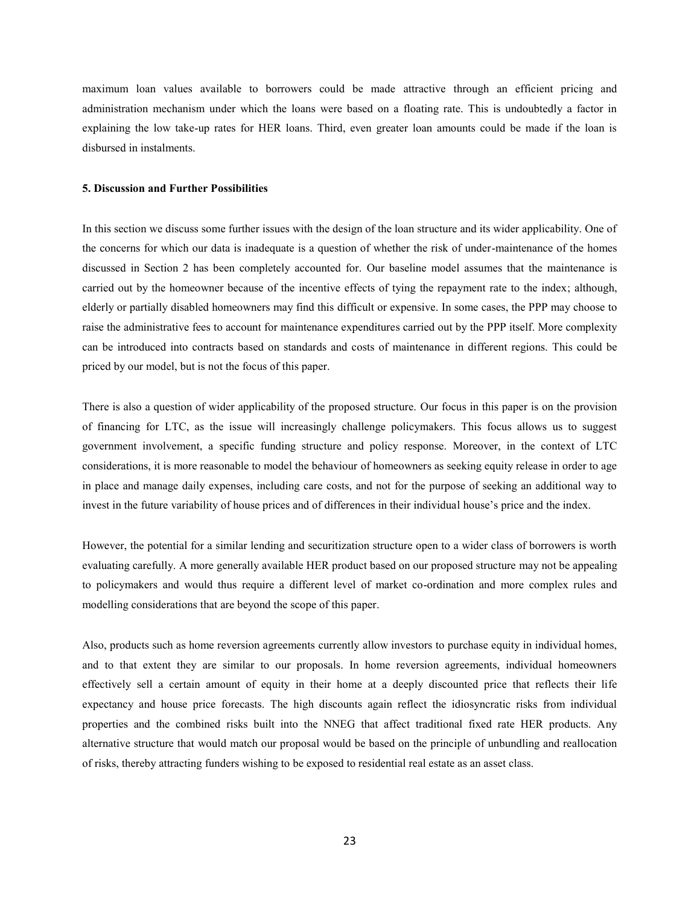maximum loan values available to borrowers could be made attractive through an efficient pricing and administration mechanism under which the loans were based on a floating rate. This is undoubtedly a factor in explaining the low take-up rates for HER loans. Third, even greater loan amounts could be made if the loan is disbursed in instalments.

### 5. Discussion and Further Possibilities

In this section we discuss some further issues with the design of the loan structure and its wider applicability. One of the concerns for which our data is inadequate is a question of whether the risk of under-maintenance of the homes discussed in Section 2 has been completely accounted for. Our baseline model assumes that the maintenance is carried out by the homeowner because of the incentive effects of tying the repayment rate to the index; although, elderly or partially disabled homeowners may find this difficult or expensive. In some cases, the PPP may choose to raise the administrative fees to account for maintenance expenditures carried out by the PPP itself. More complexity can be introduced into contracts based on standards and costs of maintenance in different regions. This could be priced by our model, but is not the focus of this paper.

There is also a question of wider applicability of the proposed structure. Our focus in this paper is on the provision of financing for LTC, as the issue will increasingly challenge policymakers. This focus allows us to suggest government involvement, a specific funding structure and policy response. Moreover, in the context of LTC considerations, it is more reasonable to model the behaviour of homeowners as seeking equity release in order to age in place and manage daily expenses, including care costs, and not for the purpose of seeking an additional way to invest in the future variability of house prices and of differences in their individual house's price and the index.

However, the potential for a similar lending and securitization structure open to a wider class of borrowers is worth evaluating carefully. A more generally available HER product based on our proposed structure may not be appealing to policymakers and would thus require a different level of market co-ordination and more complex rules and modelling considerations that are beyond the scope of this paper.

Also, products such as home reversion agreements currently allow investors to purchase equity in individual homes, and to that extent they are similar to our proposals. In home reversion agreements, individual homeowners effectively sell a certain amount of equity in their home at a deeply discounted price that reflects their life expectancy and house price forecasts. The high discounts again reflect the idiosyncratic risks from individual properties and the combined risks built into the NNEG that affect traditional fixed rate HER products. Any alternative structure that would match our proposal would be based on the principle of unbundling and reallocation of risks, thereby attracting funders wishing to be exposed to residential real estate as an asset class.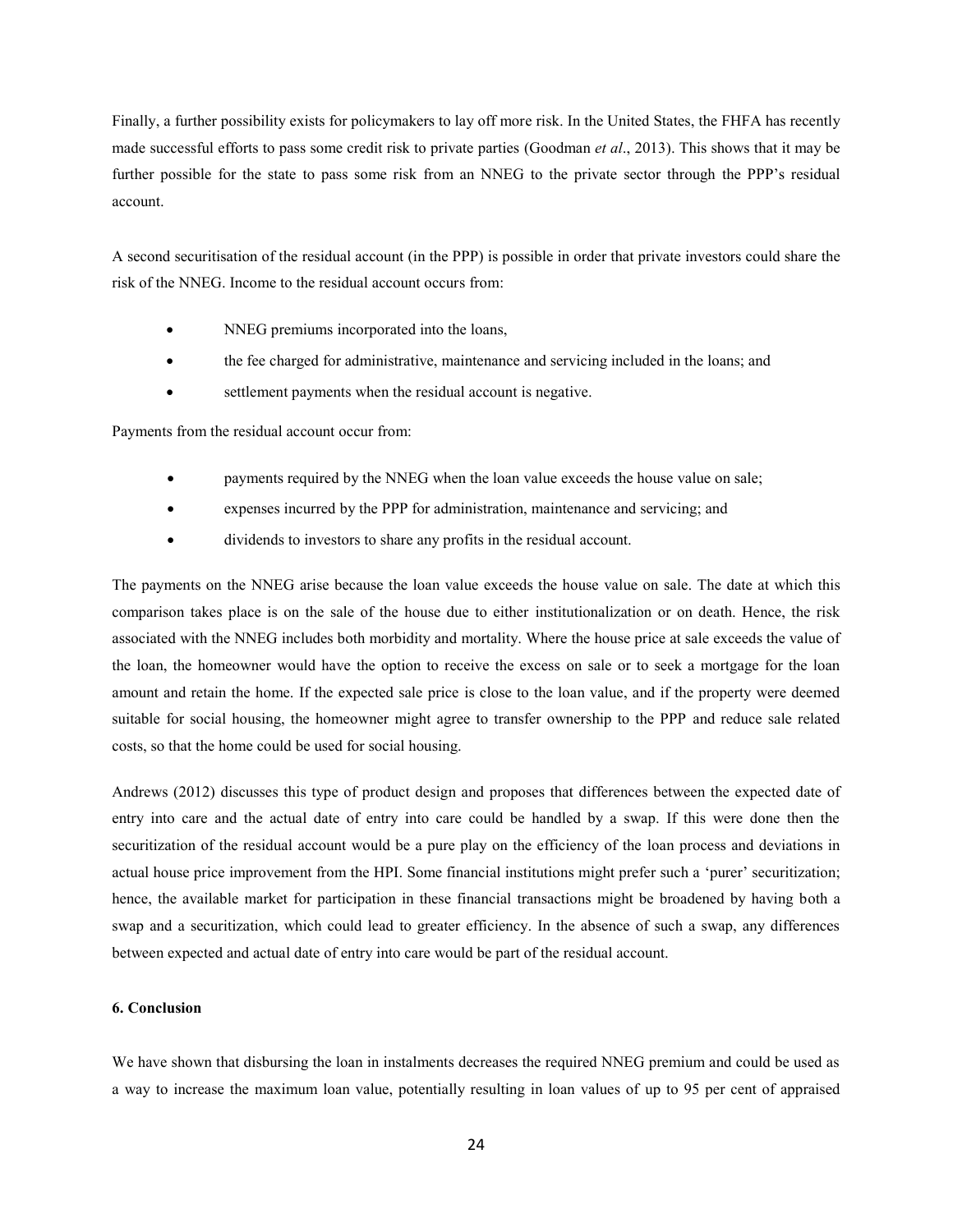Finally, a further possibility exists for policymakers to lay off more risk. In the United States, the FHFA has recently made successful efforts to pass some credit risk to private parties (Goodman *et al*., 2013). This shows that it may be further possible for the state to pass some risk from an NNEG to the private sector through the PPP's residual account.

A second securitisation of the residual account (in the PPP) is possible in order that private investors could share the risk of the NNEG. Income to the residual account occurs from:

- NNEG premiums incorporated into the loans,
- the fee charged for administrative, maintenance and servicing included in the loans; and
- settlement payments when the residual account is negative.

Payments from the residual account occur from:

- payments required by the NNEG when the loan value exceeds the house value on sale;
- expenses incurred by the PPP for administration, maintenance and servicing; and
- dividends to investors to share any profits in the residual account.

The payments on the NNEG arise because the loan value exceeds the house value on sale. The date at which this comparison takes place is on the sale of the house due to either institutionalization or on death. Hence, the risk associated with the NNEG includes both morbidity and mortality. Where the house price at sale exceeds the value of the loan, the homeowner would have the option to receive the excess on sale or to seek a mortgage for the loan amount and retain the home. If the expected sale price is close to the loan value, and if the property were deemed suitable for social housing, the homeowner might agree to transfer ownership to the PPP and reduce sale related costs, so that the home could be used for social housing.

Andrews (2012) discusses this type of product design and proposes that differences between the expected date of entry into care and the actual date of entry into care could be handled by a swap. If this were done then the securitization of the residual account would be a pure play on the efficiency of the loan process and deviations in actual house price improvement from the HPI. Some financial institutions might prefer such a 'purer' securitization; hence, the available market for participation in these financial transactions might be broadened by having both a swap and a securitization, which could lead to greater efficiency. In the absence of such a swap, any differences between expected and actual date of entry into care would be part of the residual account.

### 6. Conclusion

We have shown that disbursing the loan in instalments decreases the required NNEG premium and could be used as a way to increase the maximum loan value, potentially resulting in loan values of up to 95 per cent of appraised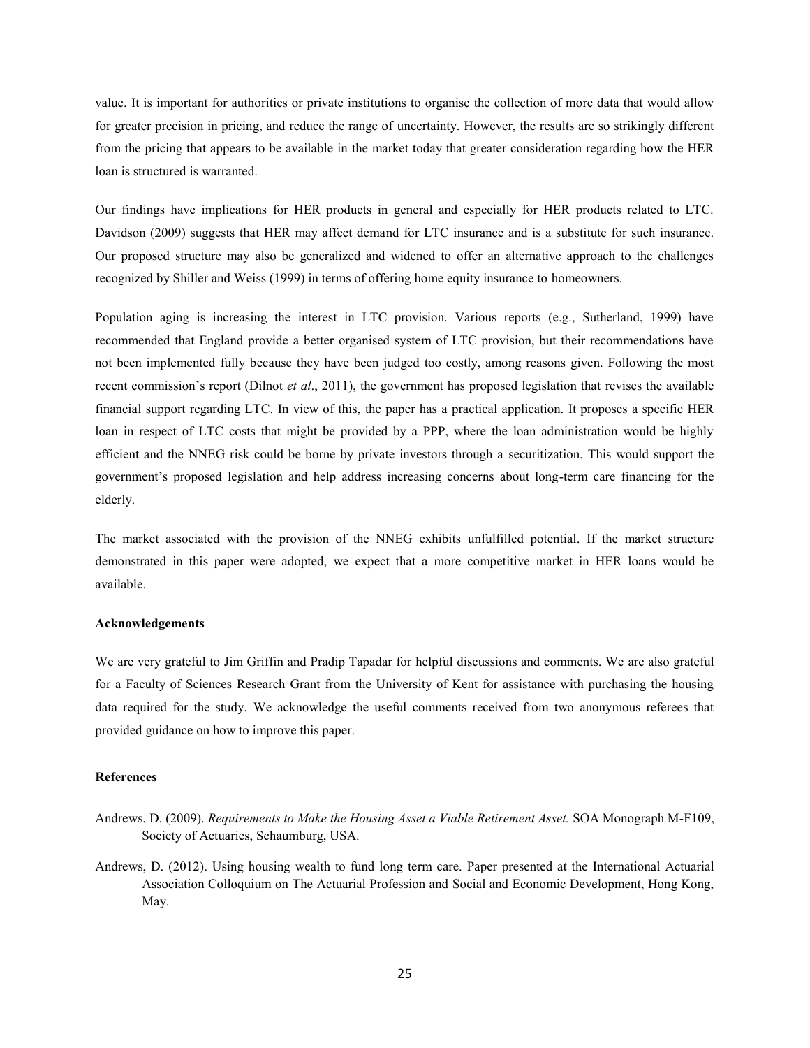value. It is important for authorities or private institutions to organise the collection of more data that would allow for greater precision in pricing, and reduce the range of uncertainty. However, the results are so strikingly different from the pricing that appears to be available in the market today that greater consideration regarding how the HER loan is structured is warranted.

Our findings have implications for HER products in general and especially for HER products related to LTC. Davidson (2009) suggests that HER may affect demand for LTC insurance and is a substitute for such insurance. Our proposed structure may also be generalized and widened to offer an alternative approach to the challenges recognized by Shiller and Weiss (1999) in terms of offering home equity insurance to homeowners.

Population aging is increasing the interest in LTC provision. Various reports (e.g., Sutherland, 1999) have recommended that England provide a better organised system of LTC provision, but their recommendations have not been implemented fully because they have been judged too costly, among reasons given. Following the most recent commission's report (Dilnot *et al*., 2011), the government has proposed legislation that revises the available financial support regarding LTC. In view of this, the paper has a practical application. It proposes a specific HER loan in respect of LTC costs that might be provided by a PPP, where the loan administration would be highly efficient and the NNEG risk could be borne by private investors through a securitization. This would support the government's proposed legislation and help address increasing concerns about long-term care financing for the elderly.

The market associated with the provision of the NNEG exhibits unfulfilled potential. If the market structure demonstrated in this paper were adopted, we expect that a more competitive market in HER loans would be available.

**Acknowledgements**

We are very grateful to Jim Griffin and Pradip Tapadar for helpful discussions and comments. We are also grateful for a Faculty of Sciences Research Grant from the University of Kent for assistance with purchasing the housing data required for the study. We acknowledge the useful comments received from two anonymous referees that provided guidance on how to improve this paper.

**References**

Andrews, D. (2009). *Requirements to Make the Housing Asset a Viable Retirement Asset.* SOA Monograph M-F109, Society of Actuaries, Schaumburg, USA.

Andrews, D. (2012). Using housing wealth to fund long term care. Paper presented at the International Actuarial Association Colloquium on The Actuarial Profession and Social and Economic Development, Hong Kong, May.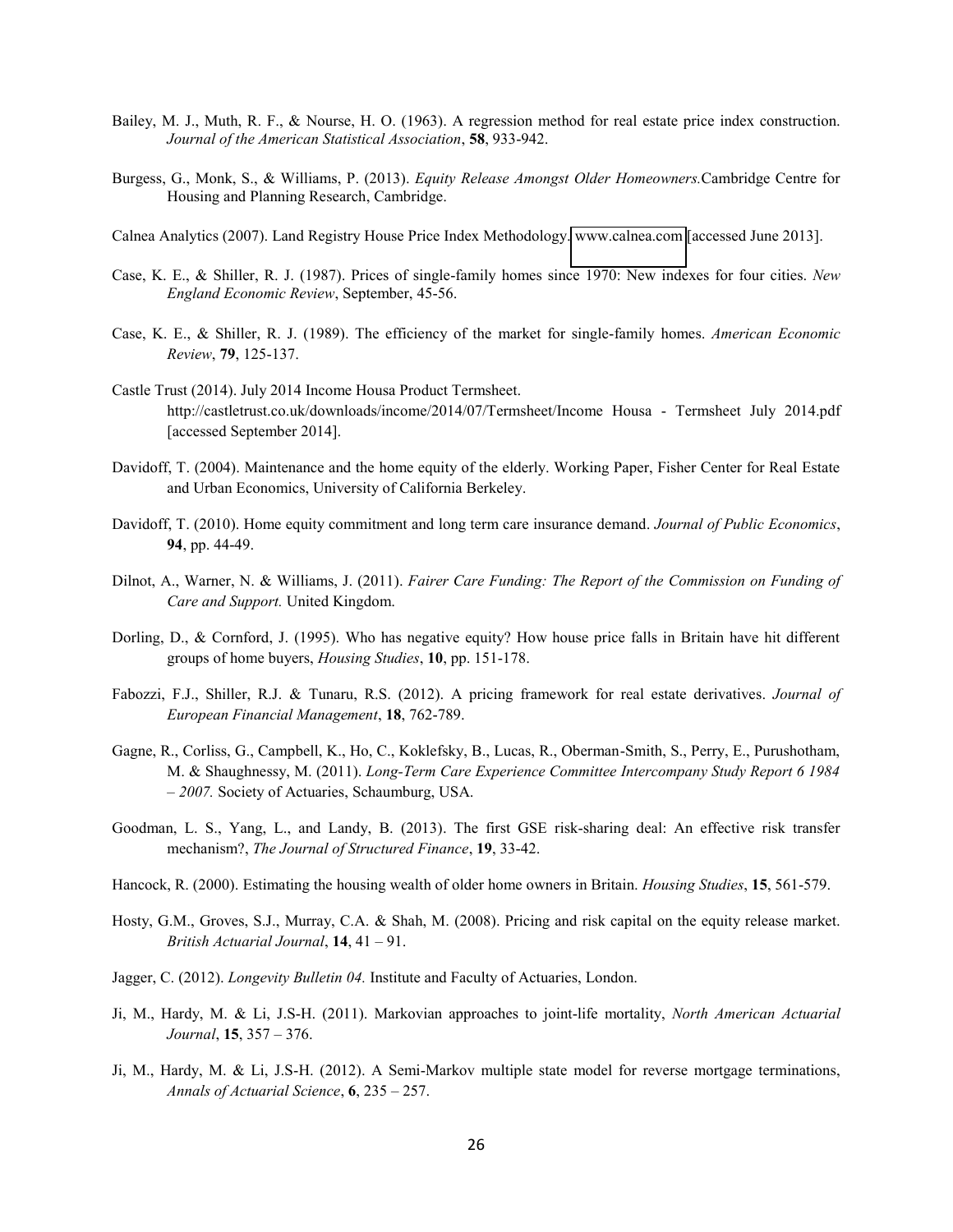Bailey, M. J., Muth, R. F., & Nourse, H. O. (1963). A regression method for real estate price index construction. *Journal of the American Statistical Association*, **58**, 933-942.

Burgess, G., Monk, S., & Williams, P. (2013). *Equity Release Amongst Older Homeowners.* Cambridge Centre for Housing and Planning Research, Cambridge.

Calnea Analytics (2007). Land Registry House Price Index Methodology. www.calnea.com [accessed June 2013].

Case, K. E., & Shiller, R. J. (1987). Prices of single-family homes since 1970: New indexes for four cities. *New England Economic Review*, September, 45-56.

Case, K. E., & Shiller, R. J. (1989). The efficiency of the market for single-family homes. *American Economic Review*, **79**, 125-137.

Castle Trust (2014). July 2014 Income Housa Product Termsheet. http://castletrust.co.uk/downloads/income/2014/07/Termsheet/Income Housa - Termsheet July 2014.pdf [accessed September 2014].

Davidoff, T. (2004). Maintenance and the home equity of the elderly. Working Paper, Fisher Center for Real Estate and Urban Economics, University of California Berkeley.

Davidoff, T. (2010). Home equity commitment and long term care insurance demand. *Journal of Public Economics*, **94**, pp. 44-49.

Dilnot, A., Warner, N. & Williams, J. (2011). *Fairer Care Funding: The Report of the Commission on Funding of Care and Support.* United Kingdom.

Dorling, D., & Cornford, J. (1995). Who has negative equity? How house price falls in Britain have hit different groups of home buyers, *Housing Studies*, **10**, pp. 151-178.

Fabozzi, F.J., Shiller, R.J. & Tunaru, R.S. (2012). A pricing framework for real estate derivatives. *Journal of European Financial Management*, **18**, 762-789.

Gagne, R., Corliss, G., Campbell, K., Ho, C., Koklefsky, B., Lucas, R., Oberman-Smith, S., Perry, E., Purushotham, M. & Shaughnessy, M. (2011). *Long-Term Care Experience Committee Intercompany Study Report 6 1984 – 2007.* Society of Actuaries, Schaumburg, USA.

Goodman, L. S., Yang, L., and Landy, B. (2013). The first GSE risk-sharing deal: An effective risk transfer mechanism?, *The Journal of Structured Finance*, **19**, 33-42.

Hancock, R. (2000). Estimating the housing wealth of older home owners in Britain. *Housing Studies*, **15**, 561-579.

Hosty, G.M., Groves, S.J., Murray, C.A. & Shah, M. (2008). Pricing and risk capital on the equity release market. *British Actuarial Journal*, **14**, 41 – 91.

Jagger, C. (2012). *Longevity Bulletin 04.* Institute and Faculty of Actuaries, London.

Ji, M., Hardy, M. & Li, J.S-H. (2011). Markovian approaches to joint-life mortality, *North American Actuarial Journal*, **15**, 357 – 376.

Ji, M., Hardy, M. & Li, J.S-H. (2012). A Semi-Markov multiple state model for reverse mortgage terminations, *Annals of Actuarial Science*, **6**, 235 – 257.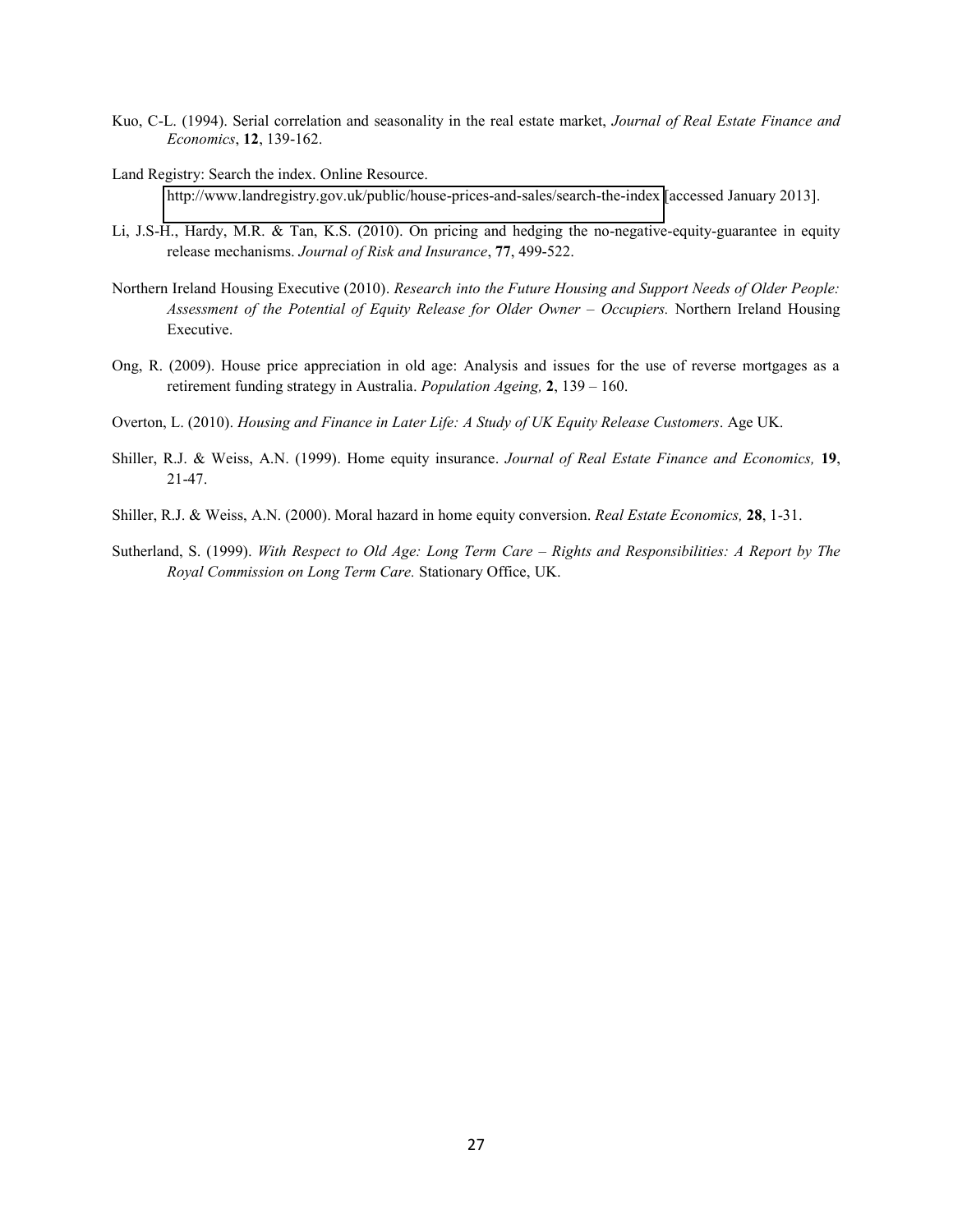Kuo, C-L. (1994). Serial correlation and seasonality in the real estate market, *Journal of Real Estate Finance and Economics*, **12**, 139-162.

Land Registry: Search the index. Online Resource. http://www.landregistry.gov.uk/public/house-prices-and-sales/search-the-index [accessed January 2013].

Li, J.S-H., Hardy, M.R. & Tan, K.S. (2010). On pricing and hedging the no-negative-equity-guarantee in equity release mechanisms. *Journal of Risk and Insurance*, **77**, 499-522.

Northern Ireland Housing Executive (2010). *Research into the Future Housing and Support Needs of Older People: Assessment of the Potential of Equity Release for Older Owner – Occupiers.* Northern Ireland Housing Executive.

Ong, R. (2009). House price appreciation in old age: Analysis and issues for the use of reverse mortgages as a retirement funding strategy in Australia. *Population Ageing,* **2**, 139 – 160.

Overton, L. (2010). *Housing and Finance in Later Life: A Study of UK Equity Release Customers*. Age UK.

Shiller, R.J. & Weiss, A.N. (1999). Home equity insurance. *Journal of Real Estate Finance and Economics,* **19**, 21-47.

Shiller, R.J. & Weiss, A.N. (2000). Moral hazard in home equity conversion. *Real Estate Economics,* **28**, 1-31.

Sutherland, S. (1999). *With Respect to Old Age: Long Term Care – Rights and Responsibilities: A Report by The Royal Commission on Long Term Care.* Stationary Office, UK.